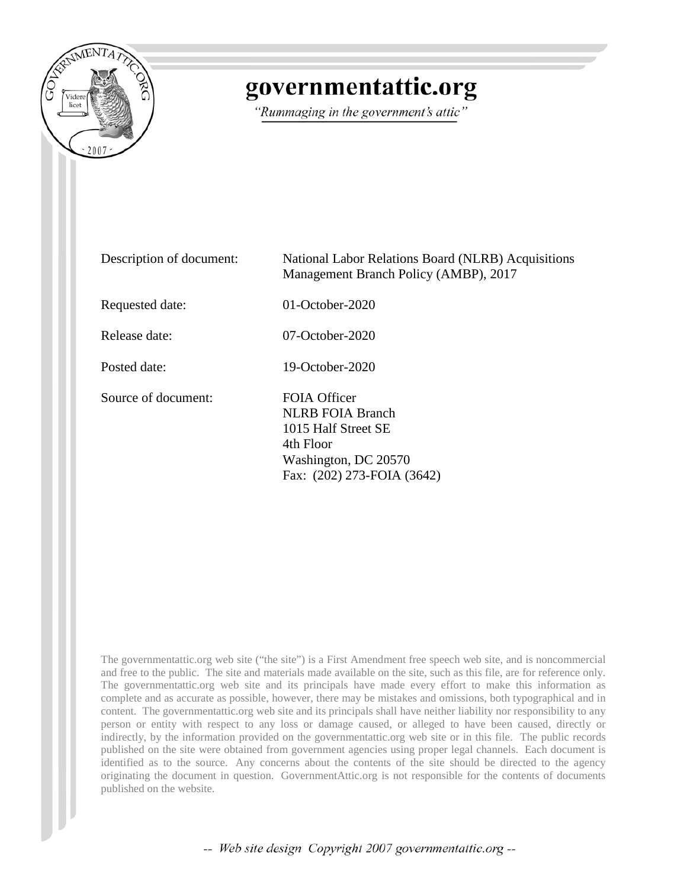# governmentattic.org

*"Rummaging in the government's attic"*

| | |
|---|---|
| Description of document: | National Labor Relations Board (NLRB) Acquisitions Management Branch Policy (AMBP), 2017 |
| Requested date: | 01-October-2020 |
| Release date: | 07-October-2020 |
| Posted date: | 19-October-2020 |
| Source of document: | FOIA Officer<br>NLRB FOIA Branch<br>1015 Half Street SE<br>4th Floor<br>Washington, DC 20570<br>Fax: (202) 273-FOIA (3642) |

The governmentattic.org web site ("the site") is a First Amendment free speech web site, and is noncommercial and free to the public. The site and materials made available on the site, such as this file, are for reference only. The governmentattic.org web site and its principals have made every effort to make this information as complete and as accurate as possible, however, there may be mistakes and omissions, both typographical and in content. The governmentattic.org web site and its principals shall have neither liability nor responsibility to any person or entity with respect to any loss or damage caused, or alleged to have been caused, directly or indirectly, by the information provided on the governmentattic.org web site or in this file. The public records published on the site were obtained from government agencies using proper legal channels. Each document is identified as to the source. Any concerns about the contents of the site should be directed to the agency originating the document in question. GovernmentAttic.org is not responsible for the contents of documents published on the website.

*-- Web site design Copyright 2007 governmentattic.org --*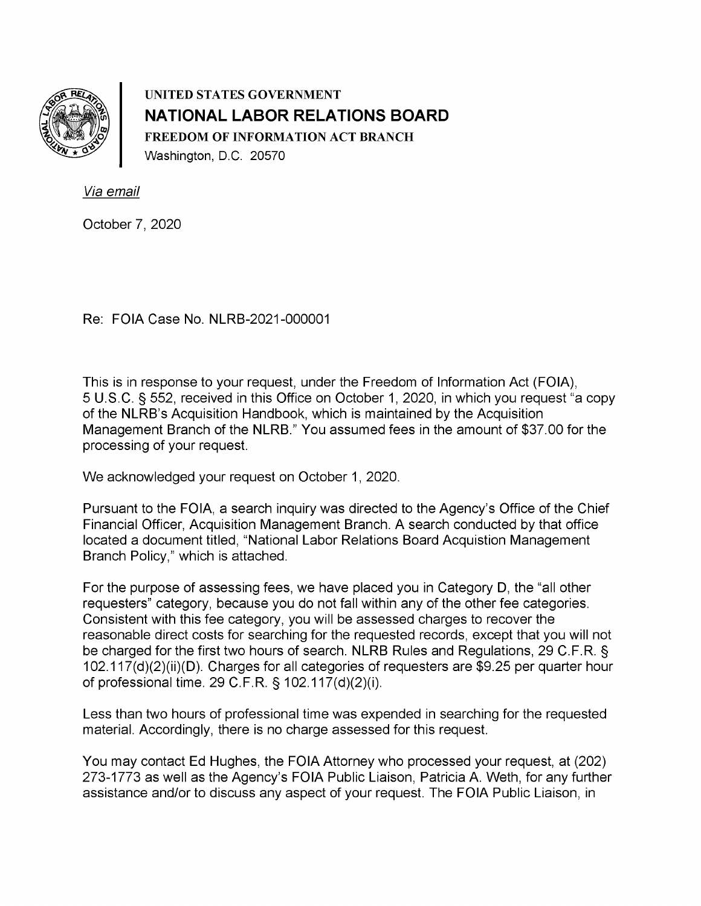UNITED STATES GOVERNMENT

**NATIONAL LABOR RELATIONS BOARD**

FREEDOM OF INFORMATION ACT BRANCH

Washington, D.C. 20570

*Via email*

October 7, 2020

Re: FOIA Case No. NLRB-2021-000001

This is in response to your request, under the Freedom of Information Act (FOIA), 5 U.S.C. § 552, received in this Office on October 1, 2020, in which you request "a copy of the NLRB's Acquisition Handbook, which is maintained by the Acquisition Management Branch of the NLRB." You assumed fees in the amount of $37.00 for the processing of your request.

We acknowledged your request on October 1, 2020.

Pursuant to the FOIA, a search inquiry was directed to the Agency's Office of the Chief Financial Officer, Acquisition Management Branch. A search conducted by that office located a document titled, "National Labor Relations Board Acquistion Management Branch Policy," which is attached.

For the purpose of assessing fees, we have placed you in Category D, the "all other requesters" category, because you do not fall within any of the other fee categories. Consistent with this fee category, you will be assessed charges to recover the reasonable direct costs for searching for the requested records, except that you will not be charged for the first two hours of search. NLRB Rules and Regulations, 29 C.F.R. § 102.117(d)(2)(ii)(D). Charges for all categories of requesters are $9.25 per quarter hour of professional time. 29 C.F.R. § 102.117(d)(2)(i).

Less than two hours of professional time was expended in searching for the requested material. Accordingly, there is no charge assessed for this request.

You may contact Ed Hughes, the FOIA Attorney who processed your request, at (202) 273-1773 as well as the Agency's FOIA Public Liaison, Patricia A. Weth, for any further assistance and/or to discuss any aspect of your request. The FOIA Public Liaison, in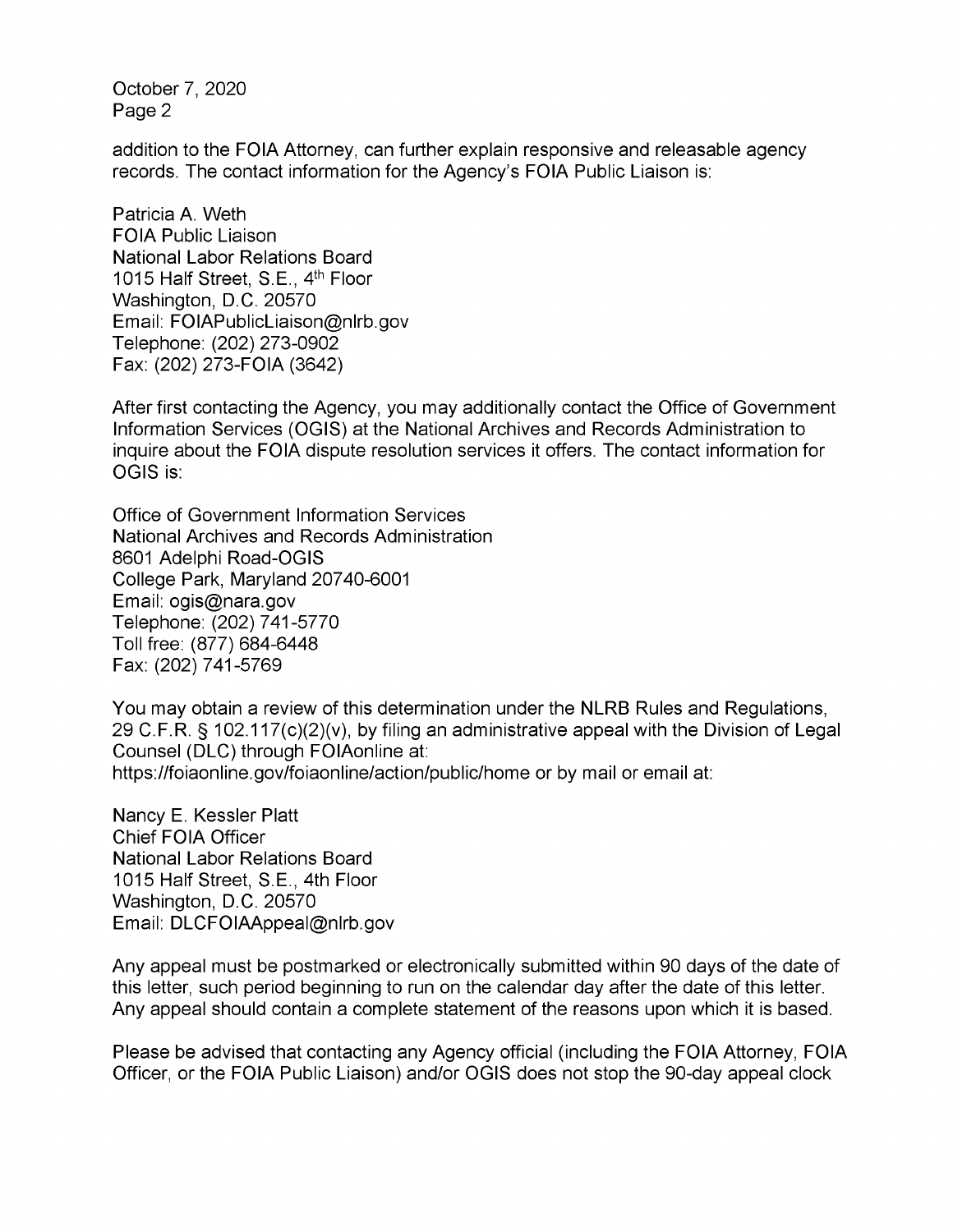addition to the FOIA Attorney, can further explain responsive and releasable agency records. The contact information for the Agency's FOIA Public Liaison is:

Patricia A. Weth
FOIA Public Liaison
National Labor Relations Board
1015 Half Street, S.E., 4th Floor
Washington, D.C. 20570
Email: FOIAPublicLiaison@nlrb.gov
Telephone: (202) 273-0902
Fax: (202) 273-FOIA (3642)

After first contacting the Agency, you may additionally contact the Office of Government Information Services (OGIS) at the National Archives and Records Administration to inquire about the FOIA dispute resolution services it offers. The contact information for OGIS is:

Office of Government Information Services
National Archives and Records Administration
8601 Adelphi Road-OGIS
College Park, Maryland 20740-6001
Email: ogis@nara.gov
Telephone: (202) 741-5770
Toll free: (877) 684-6448
Fax: (202) 741-5769

You may obtain a review of this determination under the NLRB Rules and Regulations, 29 C.F.R. § 102.117(c)(2)(v), by filing an administrative appeal with the Division of Legal Counsel (DLC) through FOIAonline at:
https://foiaonline.gov/foiaonline/action/public/home or by mail or email at:

Nancy E. Kessler Platt
Chief FOIA Officer
National Labor Relations Board
1015 Half Street, S.E., 4th Floor
Washington, D.C. 20570
Email: DLCFOIAAppeal@nlrb.gov

Any appeal must be postmarked or electronically submitted within 90 days of the date of this letter, such period beginning to run on the calendar day after the date of this letter. Any appeal should contain a complete statement of the reasons upon which it is based.

Please be advised that contacting any Agency official (including the FOIA Attorney, FOIA Officer, or the FOIA Public Liaison) and/or OGIS does not stop the 90-day appeal clock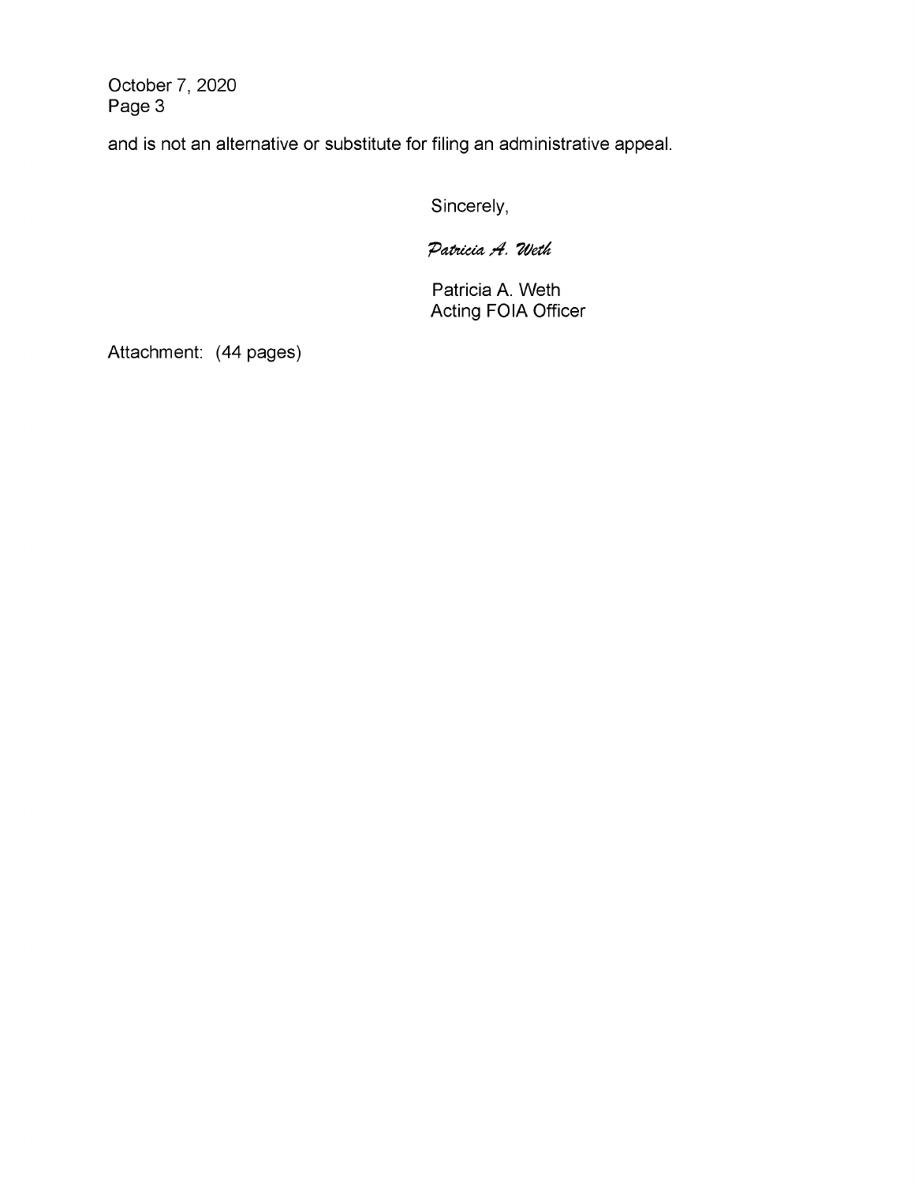and is not an alternative or substitute for filing an administrative appeal.

Sincerely,

*Patricia A. Weth*

Patricia A. Weth
Acting FOIA Officer

Attachment: (44 pages)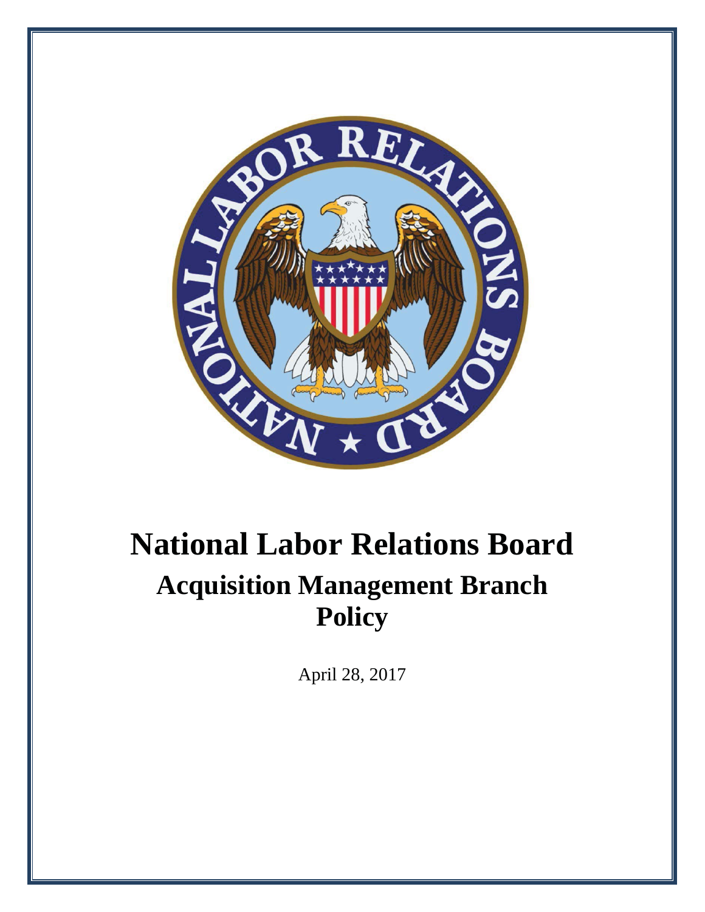# National Labor Relations Board

## Acquisition Management Branch Policy

April 28, 2017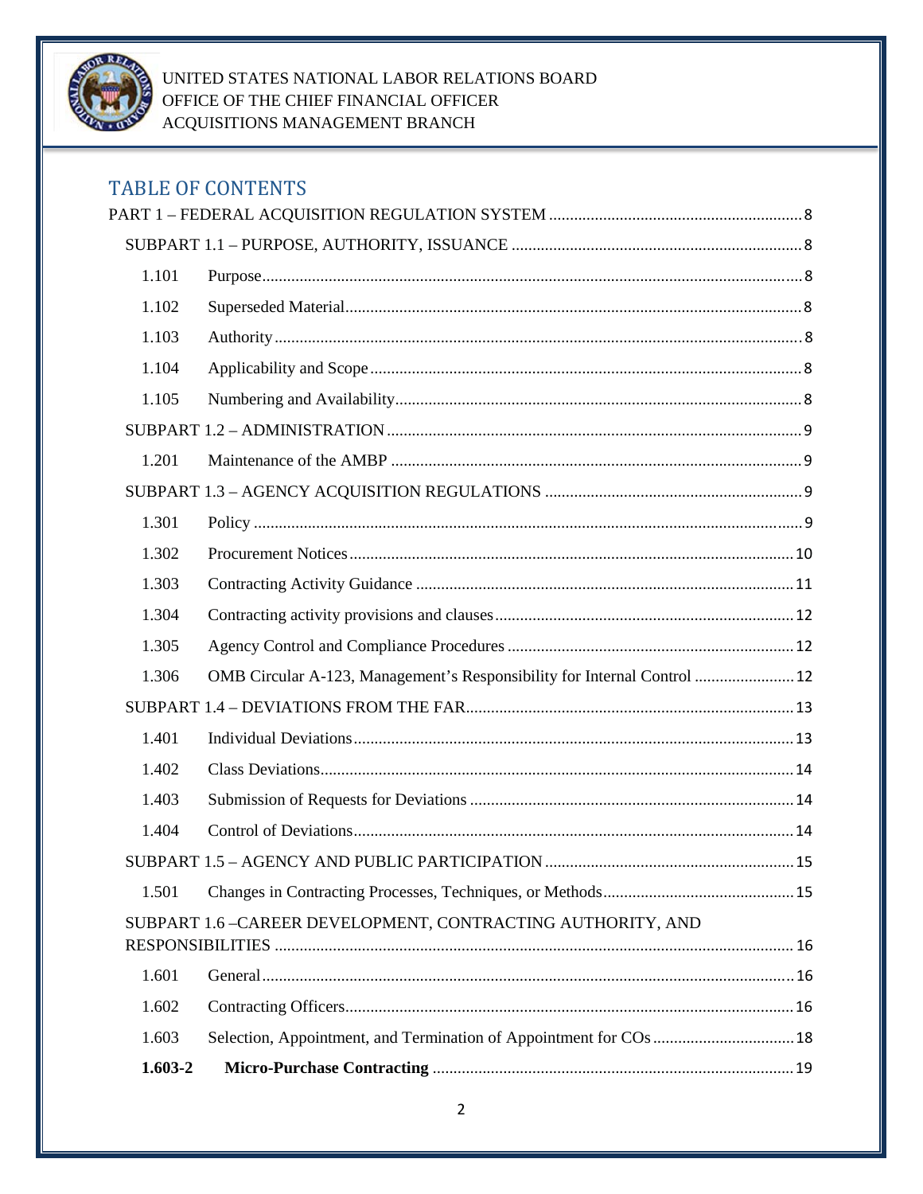UNITED STATES NATIONAL LABOR RELATIONS BOARD
OFFICE OF THE CHIEF FINANCIAL OFFICER
ACQUISITIONS MANAGEMENT BRANCH

## TABLE OF CONTENTS

PART 1 – FEDERAL ACQUISITION REGULATION SYSTEM ..... 8

SUBPART 1.1 – PURPOSE, AUTHORITY, ISSUANCE ..... 8

1.101 Purpose ..... 8

1.102 Superseded Material ..... 8

1.103 Authority ..... 8

1.104 Applicability and Scope ..... 8

1.105 Numbering and Availability ..... 8

SUBPART 1.2 – ADMINISTRATION ..... 9

1.201 Maintenance of the AMBP ..... 9

SUBPART 1.3 – AGENCY ACQUISITION REGULATIONS ..... 9

1.301 Policy ..... 9

1.302 Procurement Notices ..... 10

1.303 Contracting Activity Guidance ..... 11

1.304 Contracting activity provisions and clauses ..... 12

1.305 Agency Control and Compliance Procedures ..... 12

1.306 OMB Circular A-123, Management's Responsibility for Internal Control ..... 12

SUBPART 1.4 – DEVIATIONS FROM THE FAR ..... 13

1.401 Individual Deviations ..... 13

1.402 Class Deviations ..... 14

1.403 Submission of Requests for Deviations ..... 14

1.404 Control of Deviations ..... 14

SUBPART 1.5 – AGENCY AND PUBLIC PARTICIPATION ..... 15

1.501 Changes in Contracting Processes, Techniques, or Methods ..... 15

SUBPART 1.6 –CAREER DEVELOPMENT, CONTRACTING AUTHORITY, AND RESPONSIBILITIES ..... 16

1.601 General ..... 16

1.602 Contracting Officers ..... 16

1.603 Selection, Appointment, and Termination of Appointment for COs ..... 18

**1.603-2 Micro-Purchase Contracting ..... 19**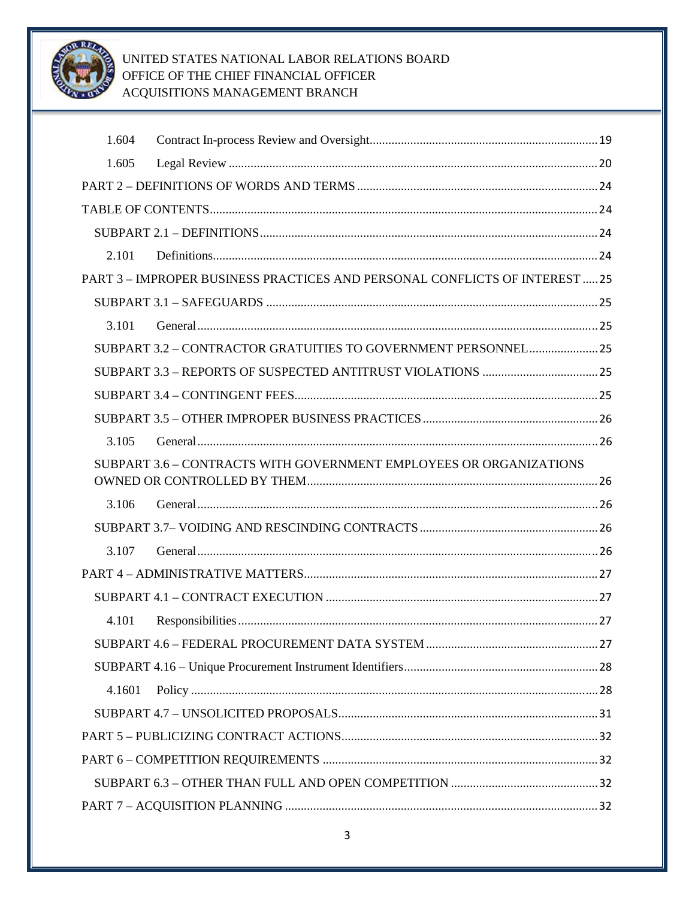1.604 Contract In-process Review and Oversight ..... 19

1.605 Legal Review ..... 20

PART 2 – DEFINITIONS OF WORDS AND TERMS ..... 24

TABLE OF CONTENTS ..... 24

SUBPART 2.1 – DEFINITIONS ..... 24

2.101 Definitions ..... 24

PART 3 – IMPROPER BUSINESS PRACTICES AND PERSONAL CONFLICTS OF INTEREST ..... 25

SUBPART 3.1 – SAFEGUARDS ..... 25

3.101 General ..... 25

SUBPART 3.2 – CONTRACTOR GRATUITIES TO GOVERNMENT PERSONNEL ..... 25

SUBPART 3.3 – REPORTS OF SUSPECTED ANTITRUST VIOLATIONS ..... 25

SUBPART 3.4 – CONTINGENT FEES ..... 25

SUBPART 3.5 – OTHER IMPROPER BUSINESS PRACTICES ..... 26

3.105 General ..... 26

SUBPART 3.6 – CONTRACTS WITH GOVERNMENT EMPLOYEES OR ORGANIZATIONS OWNED OR CONTROLLED BY THEM ..... 26

3.106 General ..... 26

SUBPART 3.7– VOIDING AND RESCINDING CONTRACTS ..... 26

3.107 General ..... 26

PART 4 – ADMINISTRATIVE MATTERS ..... 27

SUBPART 4.1 – CONTRACT EXECUTION ..... 27

4.101 Responsibilities ..... 27

SUBPART 4.6 – FEDERAL PROCUREMENT DATA SYSTEM ..... 27

SUBPART 4.16 – Unique Procurement Instrument Identifiers ..... 28

4.1601 Policy ..... 28

SUBPART 4.7 – UNSOLICITED PROPOSALS ..... 31

PART 5 – PUBLICIZING CONTRACT ACTIONS ..... 32

PART 6 – COMPETITION REQUIREMENTS ..... 32

SUBPART 6.3 – OTHER THAN FULL AND OPEN COMPETITION ..... 32

PART 7 – ACQUISITION PLANNING ..... 32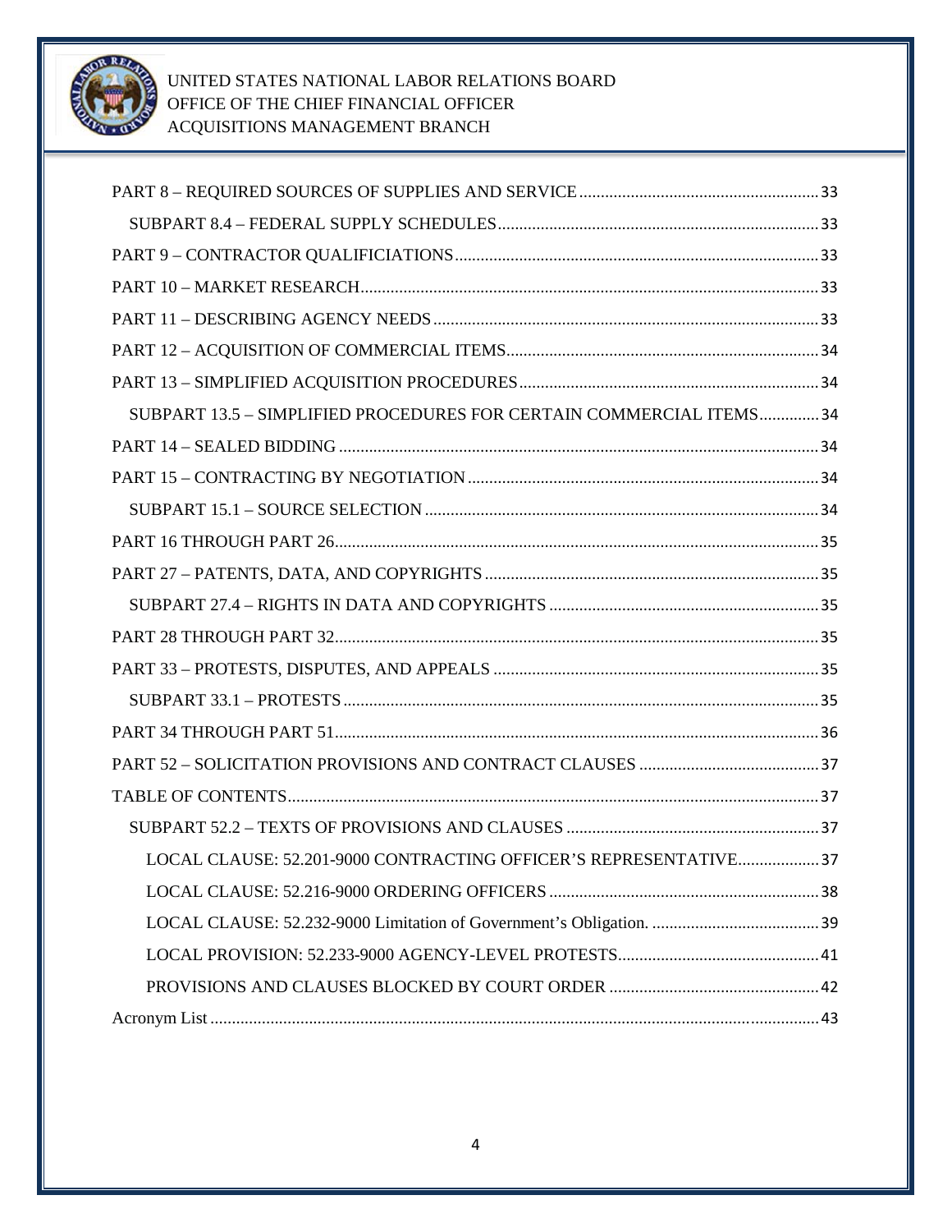PART 8 – REQUIRED SOURCES OF SUPPLIES AND SERVICE ........ 33

SUBPART 8.4 – FEDERAL SUPPLY SCHEDULES ........ 33

PART 9 – CONTRACTOR QUALIFICIATIONS ........ 33

PART 10 – MARKET RESEARCH ........ 33

PART 11 – DESCRIBING AGENCY NEEDS ........ 33

PART 12 – ACQUISITION OF COMMERCIAL ITEMS ........ 34

PART 13 – SIMPLIFIED ACQUISITION PROCEDURES ........ 34

SUBPART 13.5 – SIMPLIFIED PROCEDURES FOR CERTAIN COMMERCIAL ITEMS ........ 34

PART 14 – SEALED BIDDING ........ 34

PART 15 – CONTRACTING BY NEGOTIATION ........ 34

SUBPART 15.1 – SOURCE SELECTION ........ 34

PART 16 THROUGH PART 26 ........ 35

PART 27 – PATENTS, DATA, AND COPYRIGHTS ........ 35

SUBPART 27.4 – RIGHTS IN DATA AND COPYRIGHTS ........ 35

PART 28 THROUGH PART 32 ........ 35

PART 33 – PROTESTS, DISPUTES, AND APPEALS ........ 35

SUBPART 33.1 – PROTESTS ........ 35

PART 34 THROUGH PART 51 ........ 36

PART 52 – SOLICITATION PROVISIONS AND CONTRACT CLAUSES ........ 37

TABLE OF CONTENTS ........ 37

SUBPART 52.2 – TEXTS OF PROVISIONS AND CLAUSES ........ 37

LOCAL CLAUSE: 52.201-9000 CONTRACTING OFFICER'S REPRESENTATIVE ........ 37

LOCAL CLAUSE: 52.216-9000 ORDERING OFFICERS ........ 38

LOCAL CLAUSE: 52.232-9000 Limitation of Government's Obligation. ........ 39

LOCAL PROVISION: 52.233-9000 AGENCY-LEVEL PROTESTS ........ 41

PROVISIONS AND CLAUSES BLOCKED BY COURT ORDER ........ 42

Acronym List ........ 43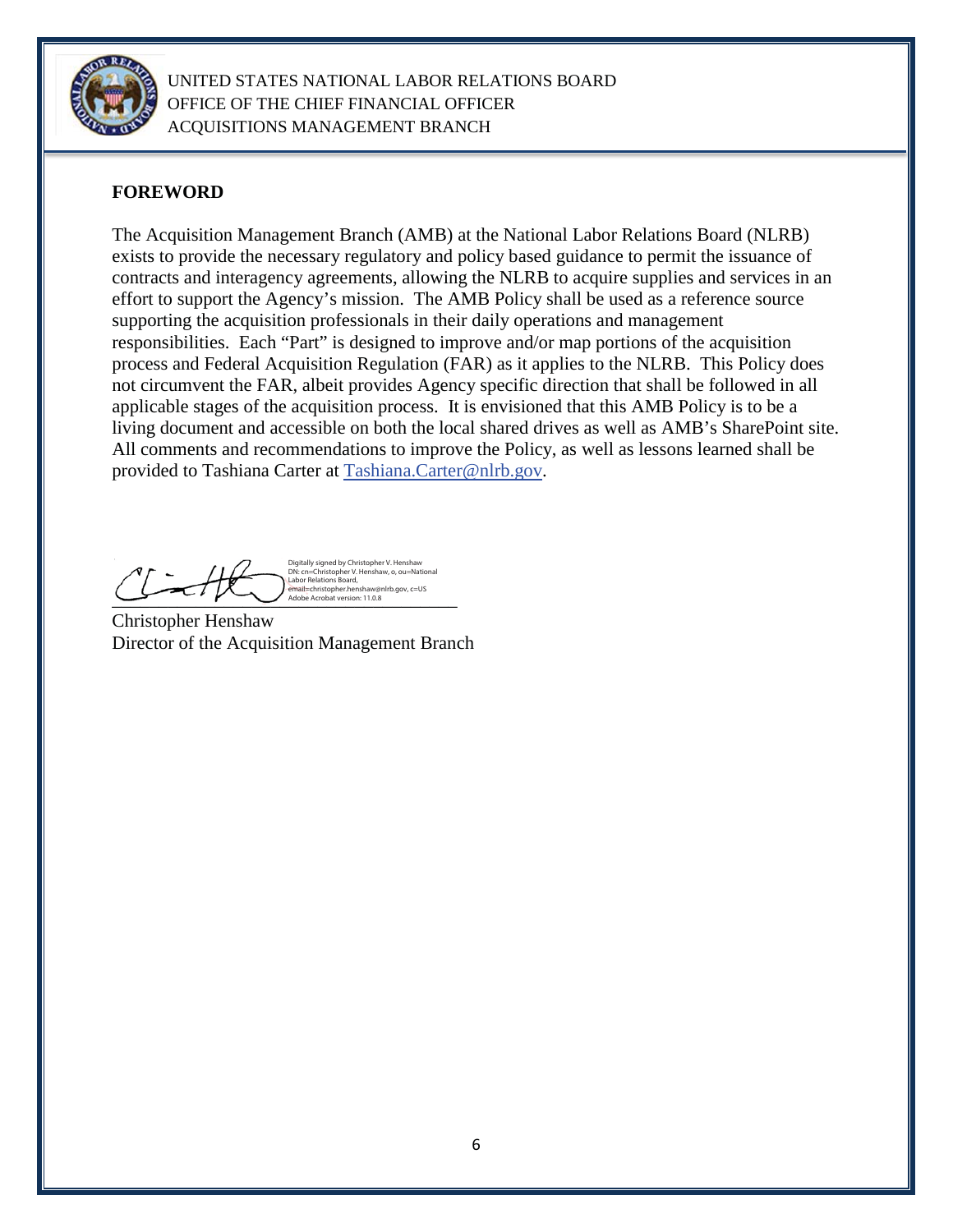UNITED STATES NATIONAL LABOR RELATIONS BOARD
OFFICE OF THE CHIEF FINANCIAL OFFICER
ACQUISITIONS MANAGEMENT BRANCH

## FOREWORD

The Acquisition Management Branch (AMB) at the National Labor Relations Board (NLRB) exists to provide the necessary regulatory and policy based guidance to permit the issuance of contracts and interagency agreements, allowing the NLRB to acquire supplies and services in an effort to support the Agency's mission. The AMB Policy shall be used as a reference source supporting the acquisition professionals in their daily operations and management responsibilities. Each "Part" is designed to improve and/or map portions of the acquisition process and Federal Acquisition Regulation (FAR) as it applies to the NLRB. This Policy does not circumvent the FAR, albeit provides Agency specific direction that shall be followed in all applicable stages of the acquisition process. It is envisioned that this AMB Policy is to be a living document and accessible on both the local shared drives as well as AMB's SharePoint site. All comments and recommendations to improve the Policy, as well as lessons learned shall be provided to Tashiana Carter at Tashiana.Carter@nlrb.gov.

Digitally signed by Christopher V. Henshaw
DN: cn=Christopher V. Henshaw, o, ou=National Labor Relations Board, email=christopher.henshaw@nlrb.gov, c=US
Adobe Acrobat version: 11.0.8

Christopher Henshaw
Director of the Acquisition Management Branch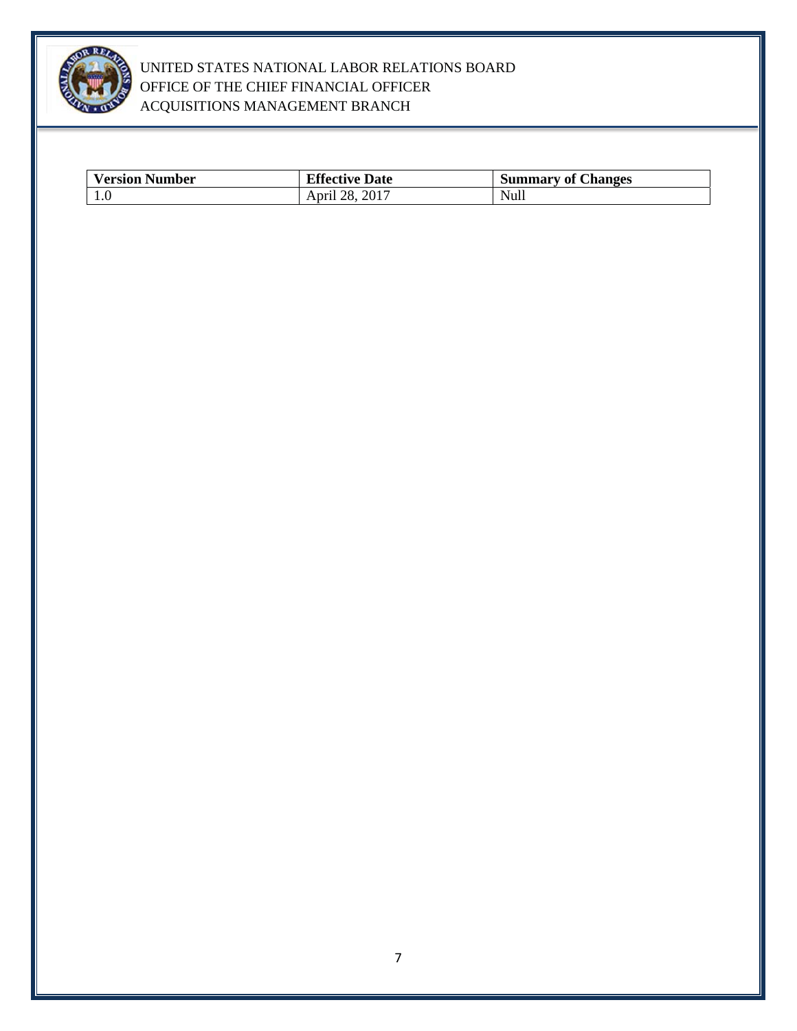| Version Number | Effective Date | Summary of Changes |
| --- | --- | --- |
| 1.0 | April 28, 2017 | Null |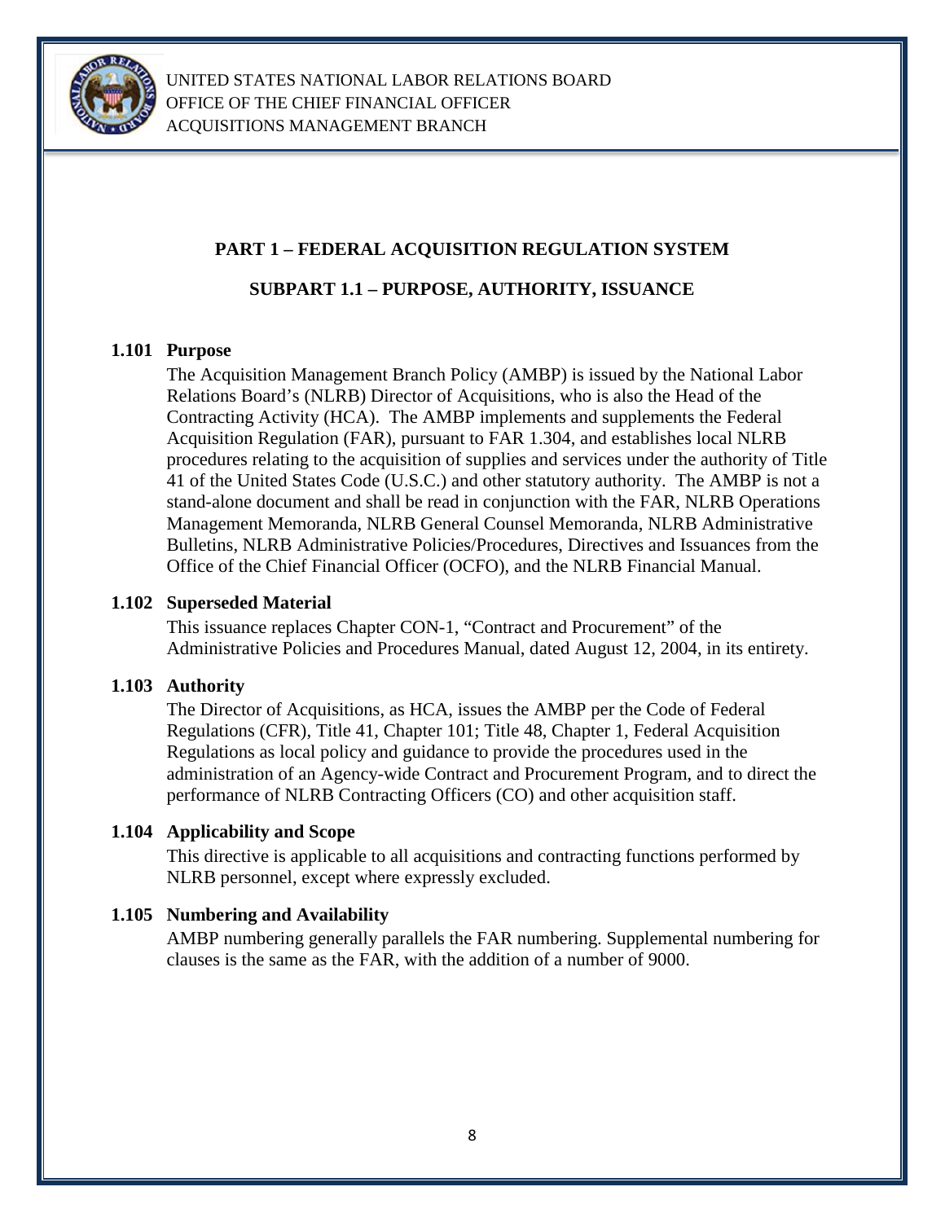# PART 1 – FEDERAL ACQUISITION REGULATION SYSTEM

## SUBPART 1.1 – PURPOSE, AUTHORITY, ISSUANCE

### 1.101 Purpose

The Acquisition Management Branch Policy (AMBP) is issued by the National Labor Relations Board's (NLRB) Director of Acquisitions, who is also the Head of the Contracting Activity (HCA). The AMBP implements and supplements the Federal Acquisition Regulation (FAR), pursuant to FAR 1.304, and establishes local NLRB procedures relating to the acquisition of supplies and services under the authority of Title 41 of the United States Code (U.S.C.) and other statutory authority. The AMBP is not a stand-alone document and shall be read in conjunction with the FAR, NLRB Operations Management Memoranda, NLRB General Counsel Memoranda, NLRB Administrative Bulletins, NLRB Administrative Policies/Procedures, Directives and Issuances from the Office of the Chief Financial Officer (OCFO), and the NLRB Financial Manual.

### 1.102 Superseded Material

This issuance replaces Chapter CON-1, "Contract and Procurement" of the Administrative Policies and Procedures Manual, dated August 12, 2004, in its entirety.

### 1.103 Authority

The Director of Acquisitions, as HCA, issues the AMBP per the Code of Federal Regulations (CFR), Title 41, Chapter 101; Title 48, Chapter 1, Federal Acquisition Regulations as local policy and guidance to provide the procedures used in the administration of an Agency-wide Contract and Procurement Program, and to direct the performance of NLRB Contracting Officers (CO) and other acquisition staff.

### 1.104 Applicability and Scope

This directive is applicable to all acquisitions and contracting functions performed by NLRB personnel, except where expressly excluded.

### 1.105 Numbering and Availability

AMBP numbering generally parallels the FAR numbering. Supplemental numbering for clauses is the same as the FAR, with the addition of a number of 9000.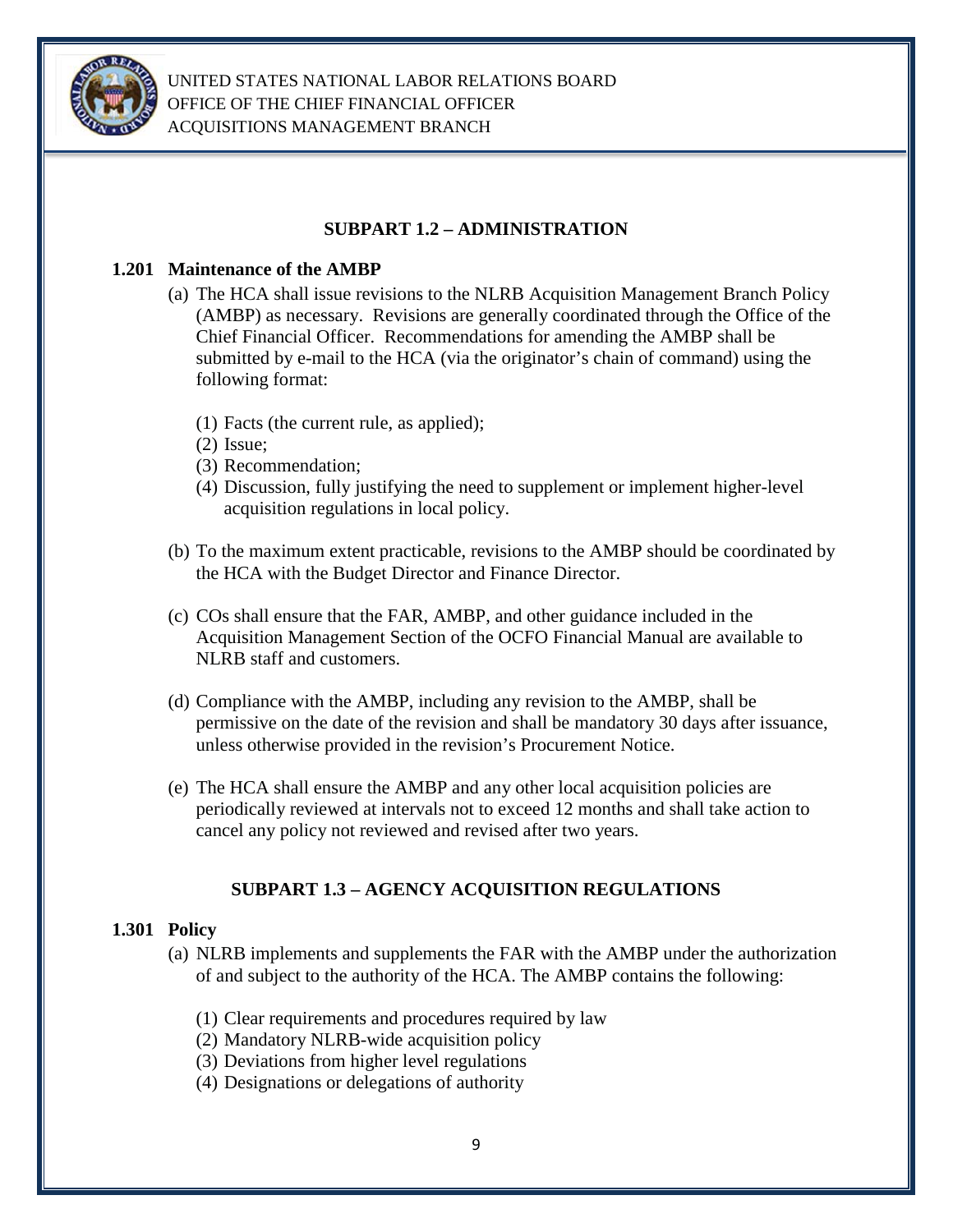## SUBPART 1.2 – ADMINISTRATION

### 1.201 Maintenance of the AMBP

(a) The HCA shall issue revisions to the NLRB Acquisition Management Branch Policy (AMBP) as necessary. Revisions are generally coordinated through the Office of the Chief Financial Officer. Recommendations for amending the AMBP shall be submitted by e-mail to the HCA (via the originator's chain of command) using the following format:

(1) Facts (the current rule, as applied);
(2) Issue;
(3) Recommendation;
(4) Discussion, fully justifying the need to supplement or implement higher-level acquisition regulations in local policy.

(b) To the maximum extent practicable, revisions to the AMBP should be coordinated by the HCA with the Budget Director and Finance Director.

(c) COs shall ensure that the FAR, AMBP, and other guidance included in the Acquisition Management Section of the OCFO Financial Manual are available to NLRB staff and customers.

(d) Compliance with the AMBP, including any revision to the AMBP, shall be permissive on the date of the revision and shall be mandatory 30 days after issuance, unless otherwise provided in the revision's Procurement Notice.

(e) The HCA shall ensure the AMBP and any other local acquisition policies are periodically reviewed at intervals not to exceed 12 months and shall take action to cancel any policy not reviewed and revised after two years.

## SUBPART 1.3 – AGENCY ACQUISITION REGULATIONS

### 1.301 Policy

(a) NLRB implements and supplements the FAR with the AMBP under the authorization of and subject to the authority of the HCA. The AMBP contains the following:

(1) Clear requirements and procedures required by law
(2) Mandatory NLRB-wide acquisition policy
(3) Deviations from higher level regulations
(4) Designations or delegations of authority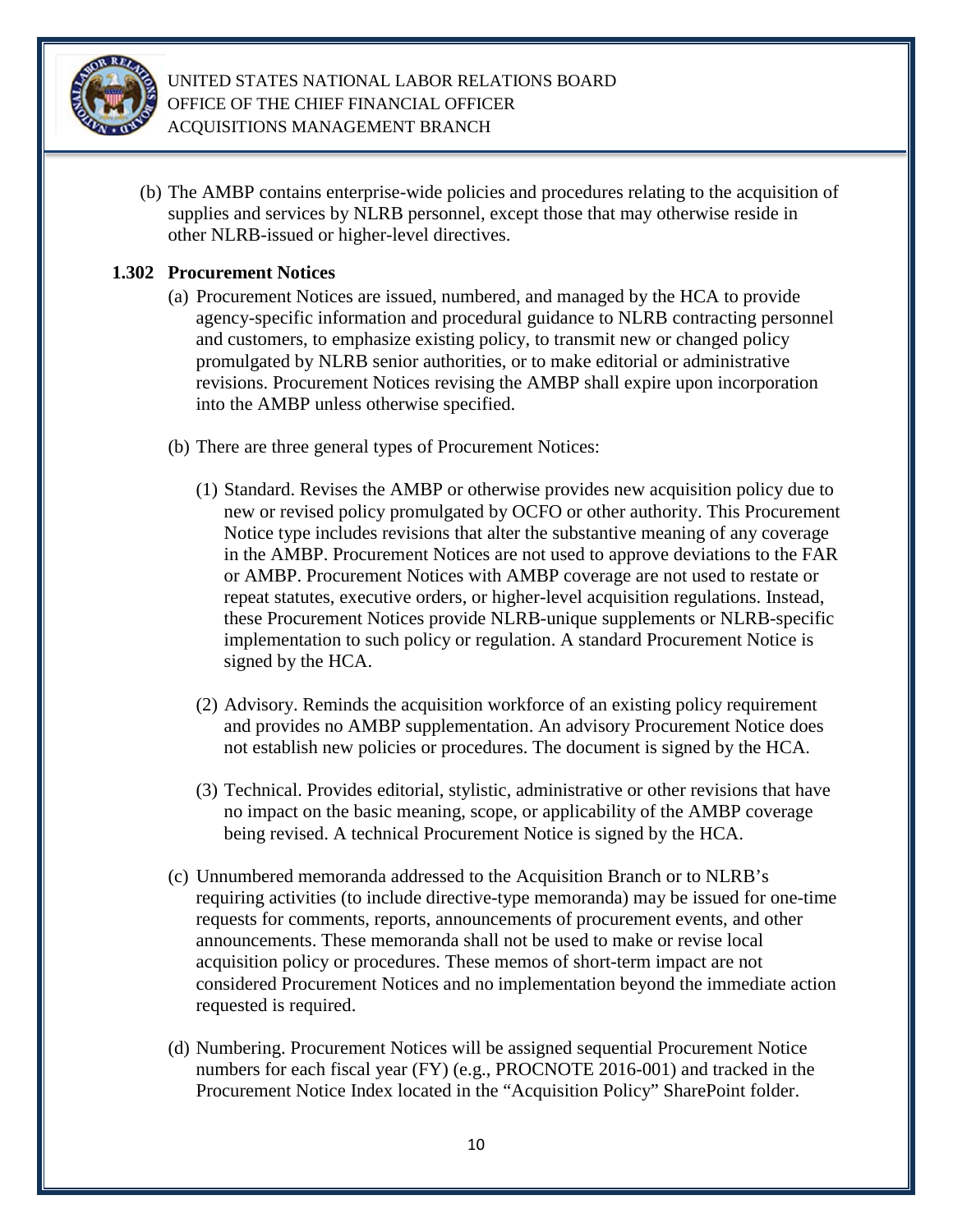(b) The AMBP contains enterprise-wide policies and procedures relating to the acquisition of supplies and services by NLRB personnel, except those that may otherwise reside in other NLRB-issued or higher-level directives.

### 1.302 Procurement Notices

(a) Procurement Notices are issued, numbered, and managed by the HCA to provide agency-specific information and procedural guidance to NLRB contracting personnel and customers, to emphasize existing policy, to transmit new or changed policy promulgated by NLRB senior authorities, or to make editorial or administrative revisions. Procurement Notices revising the AMBP shall expire upon incorporation into the AMBP unless otherwise specified.

(b) There are three general types of Procurement Notices:

(1) Standard. Revises the AMBP or otherwise provides new acquisition policy due to new or revised policy promulgated by OCFO or other authority. This Procurement Notice type includes revisions that alter the substantive meaning of any coverage in the AMBP. Procurement Notices are not used to approve deviations to the FAR or AMBP. Procurement Notices with AMBP coverage are not used to restate or repeat statutes, executive orders, or higher-level acquisition regulations. Instead, these Procurement Notices provide NLRB-unique supplements or NLRB-specific implementation to such policy or regulation. A standard Procurement Notice is signed by the HCA.

(2) Advisory. Reminds the acquisition workforce of an existing policy requirement and provides no AMBP supplementation. An advisory Procurement Notice does not establish new policies or procedures. The document is signed by the HCA.

(3) Technical. Provides editorial, stylistic, administrative or other revisions that have no impact on the basic meaning, scope, or applicability of the AMBP coverage being revised. A technical Procurement Notice is signed by the HCA.

(c) Unnumbered memoranda addressed to the Acquisition Branch or to NLRB's requiring activities (to include directive-type memoranda) may be issued for one-time requests for comments, reports, announcements of procurement events, and other announcements. These memoranda shall not be used to make or revise local acquisition policy or procedures. These memos of short-term impact are not considered Procurement Notices and no implementation beyond the immediate action requested is required.

(d) Numbering. Procurement Notices will be assigned sequential Procurement Notice numbers for each fiscal year (FY) (e.g., PROCNOTE 2016-001) and tracked in the Procurement Notice Index located in the "Acquisition Policy" SharePoint folder.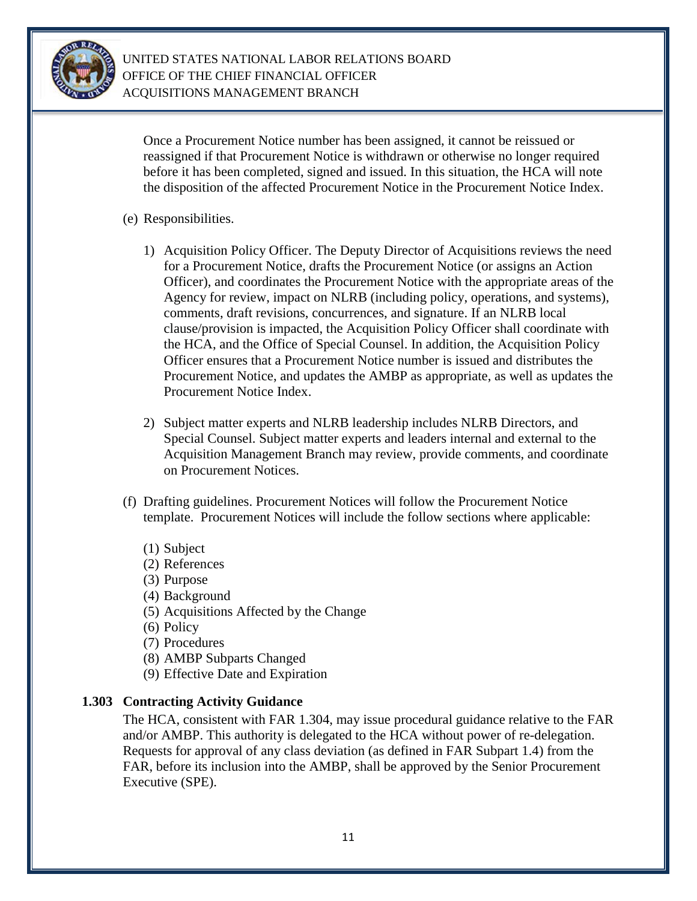Once a Procurement Notice number has been assigned, it cannot be reissued or reassigned if that Procurement Notice is withdrawn or otherwise no longer required before it has been completed, signed and issued. In this situation, the HCA will note the disposition of the affected Procurement Notice in the Procurement Notice Index.

(e) Responsibilities.

1) Acquisition Policy Officer. The Deputy Director of Acquisitions reviews the need for a Procurement Notice, drafts the Procurement Notice (or assigns an Action Officer), and coordinates the Procurement Notice with the appropriate areas of the Agency for review, impact on NLRB (including policy, operations, and systems), comments, draft revisions, concurrences, and signature. If an NLRB local clause/provision is impacted, the Acquisition Policy Officer shall coordinate with the HCA, and the Office of Special Counsel. In addition, the Acquisition Policy Officer ensures that a Procurement Notice number is issued and distributes the Procurement Notice, and updates the AMBP as appropriate, as well as updates the Procurement Notice Index.

2) Subject matter experts and NLRB leadership includes NLRB Directors, and Special Counsel. Subject matter experts and leaders internal and external to the Acquisition Management Branch may review, provide comments, and coordinate on Procurement Notices.

(f) Drafting guidelines. Procurement Notices will follow the Procurement Notice template. Procurement Notices will include the follow sections where applicable:

(1) Subject
(2) References
(3) Purpose
(4) Background
(5) Acquisitions Affected by the Change
(6) Policy
(7) Procedures
(8) AMBP Subparts Changed
(9) Effective Date and Expiration

### 1.303 Contracting Activity Guidance

The HCA, consistent with FAR 1.304, may issue procedural guidance relative to the FAR and/or AMBP. This authority is delegated to the HCA without power of re-delegation. Requests for approval of any class deviation (as defined in FAR Subpart 1.4) from the FAR, before its inclusion into the AMBP, shall be approved by the Senior Procurement Executive (SPE).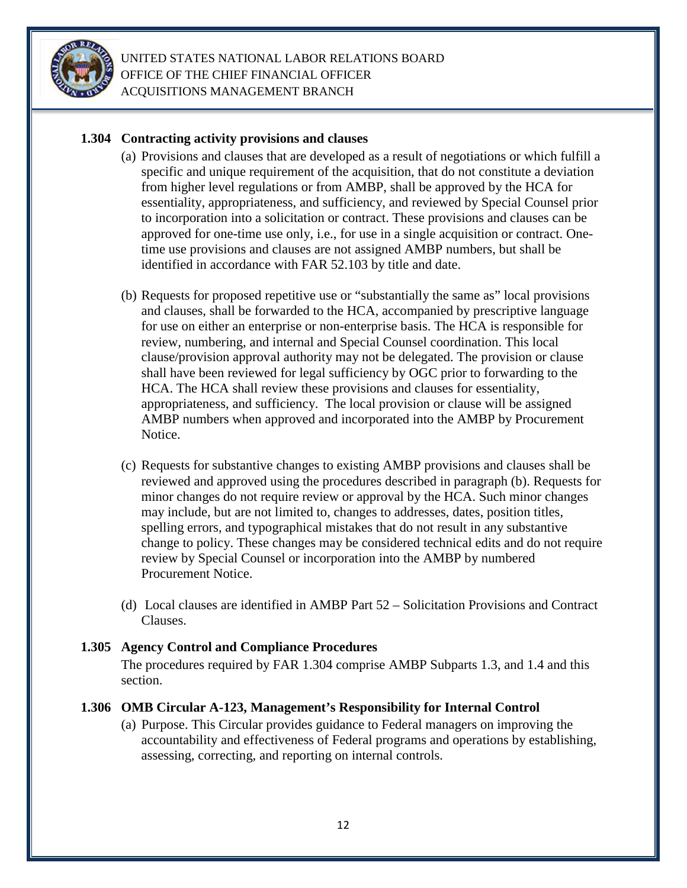### 1.304 Contracting activity provisions and clauses

(a) Provisions and clauses that are developed as a result of negotiations or which fulfill a specific and unique requirement of the acquisition, that do not constitute a deviation from higher level regulations or from AMBP, shall be approved by the HCA for essentiality, appropriateness, and sufficiency, and reviewed by Special Counsel prior to incorporation into a solicitation or contract. These provisions and clauses can be approved for one-time use only, i.e., for use in a single acquisition or contract. One-time use provisions and clauses are not assigned AMBP numbers, but shall be identified in accordance with FAR 52.103 by title and date.

(b) Requests for proposed repetitive use or "substantially the same as" local provisions and clauses, shall be forwarded to the HCA, accompanied by prescriptive language for use on either an enterprise or non-enterprise basis. The HCA is responsible for review, numbering, and internal and Special Counsel coordination. This local clause/provision approval authority may not be delegated. The provision or clause shall have been reviewed for legal sufficiency by OGC prior to forwarding to the HCA. The HCA shall review these provisions and clauses for essentiality, appropriateness, and sufficiency. The local provision or clause will be assigned AMBP numbers when approved and incorporated into the AMBP by Procurement Notice.

(c) Requests for substantive changes to existing AMBP provisions and clauses shall be reviewed and approved using the procedures described in paragraph (b). Requests for minor changes do not require review or approval by the HCA. Such minor changes may include, but are not limited to, changes to addresses, dates, position titles, spelling errors, and typographical mistakes that do not result in any substantive change to policy. These changes may be considered technical edits and do not require review by Special Counsel or incorporation into the AMBP by numbered Procurement Notice.

(d) Local clauses are identified in AMBP Part 52 – Solicitation Provisions and Contract Clauses.

### 1.305 Agency Control and Compliance Procedures

The procedures required by FAR 1.304 comprise AMBP Subparts 1.3, and 1.4 and this section.

### 1.306 OMB Circular A-123, Management's Responsibility for Internal Control

(a) Purpose. This Circular provides guidance to Federal managers on improving the accountability and effectiveness of Federal programs and operations by establishing, assessing, correcting, and reporting on internal controls.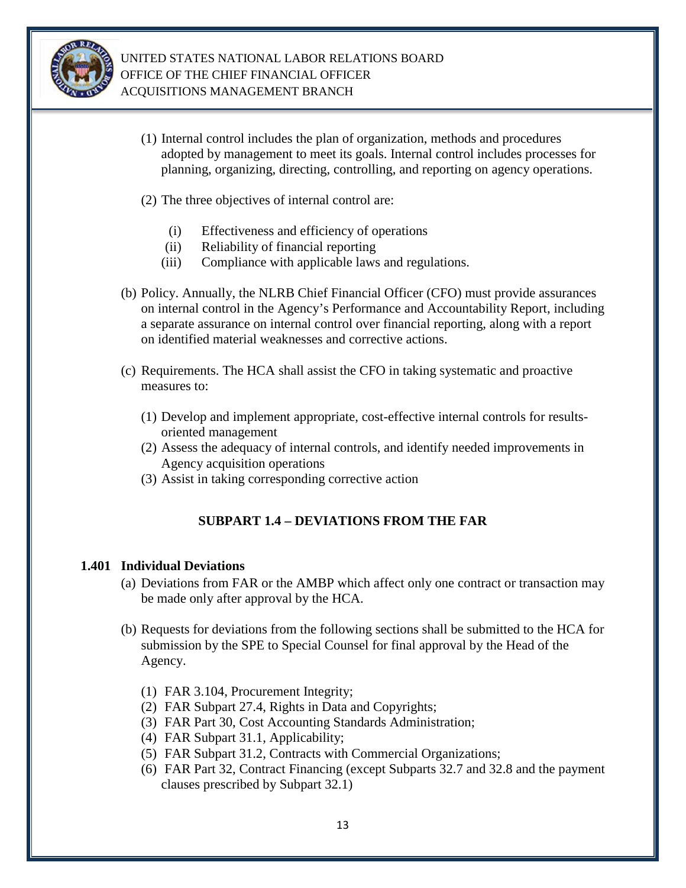(1) Internal control includes the plan of organization, methods and procedures adopted by management to meet its goals. Internal control includes processes for planning, organizing, directing, controlling, and reporting on agency operations.

(2) The three objectives of internal control are:

   (i) Effectiveness and efficiency of operations
   (ii) Reliability of financial reporting
   (iii) Compliance with applicable laws and regulations.

(b) Policy. Annually, the NLRB Chief Financial Officer (CFO) must provide assurances on internal control in the Agency's Performance and Accountability Report, including a separate assurance on internal control over financial reporting, along with a report on identified material weaknesses and corrective actions.

(c) Requirements. The HCA shall assist the CFO in taking systematic and proactive measures to:

   (1) Develop and implement appropriate, cost-effective internal controls for results-oriented management
   (2) Assess the adequacy of internal controls, and identify needed improvements in Agency acquisition operations
   (3) Assist in taking corresponding corrective action

## SUBPART 1.4 – DEVIATIONS FROM THE FAR

### 1.401 Individual Deviations

(a) Deviations from FAR or the AMBP which affect only one contract or transaction may be made only after approval by the HCA.

(b) Requests for deviations from the following sections shall be submitted to the HCA for submission by the SPE to Special Counsel for final approval by the Head of the Agency.

   (1) FAR 3.104, Procurement Integrity;
   (2) FAR Subpart 27.4, Rights in Data and Copyrights;
   (3) FAR Part 30, Cost Accounting Standards Administration;
   (4) FAR Subpart 31.1, Applicability;
   (5) FAR Subpart 31.2, Contracts with Commercial Organizations;
   (6) FAR Part 32, Contract Financing (except Subparts 32.7 and 32.8 and the payment clauses prescribed by Subpart 32.1)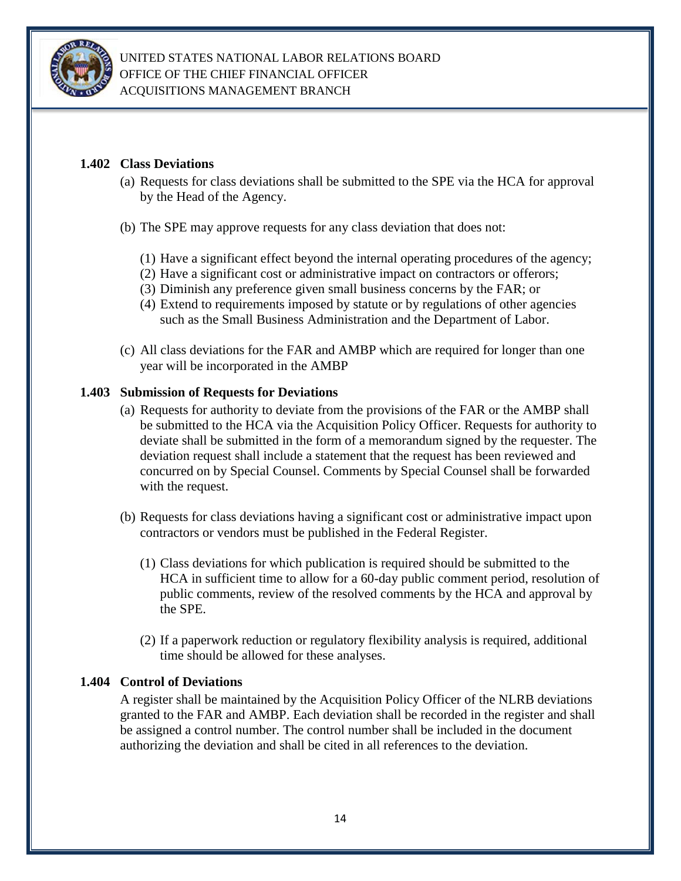## 1.402 Class Deviations

(a) Requests for class deviations shall be submitted to the SPE via the HCA for approval by the Head of the Agency.

(b) The SPE may approve requests for any class deviation that does not:

(1) Have a significant effect beyond the internal operating procedures of the agency;
(2) Have a significant cost or administrative impact on contractors or offerors;
(3) Diminish any preference given small business concerns by the FAR; or
(4) Extend to requirements imposed by statute or by regulations of other agencies such as the Small Business Administration and the Department of Labor.

(c) All class deviations for the FAR and AMBP which are required for longer than one year will be incorporated in the AMBP

## 1.403 Submission of Requests for Deviations

(a) Requests for authority to deviate from the provisions of the FAR or the AMBP shall be submitted to the HCA via the Acquisition Policy Officer. Requests for authority to deviate shall be submitted in the form of a memorandum signed by the requester. The deviation request shall include a statement that the request has been reviewed and concurred on by Special Counsel. Comments by Special Counsel shall be forwarded with the request.

(b) Requests for class deviations having a significant cost or administrative impact upon contractors or vendors must be published in the Federal Register.

(1) Class deviations for which publication is required should be submitted to the HCA in sufficient time to allow for a 60-day public comment period, resolution of public comments, review of the resolved comments by the HCA and approval by the SPE.

(2) If a paperwork reduction or regulatory flexibility analysis is required, additional time should be allowed for these analyses.

## 1.404 Control of Deviations

A register shall be maintained by the Acquisition Policy Officer of the NLRB deviations granted to the FAR and AMBP. Each deviation shall be recorded in the register and shall be assigned a control number. The control number shall be included in the document authorizing the deviation and shall be cited in all references to the deviation.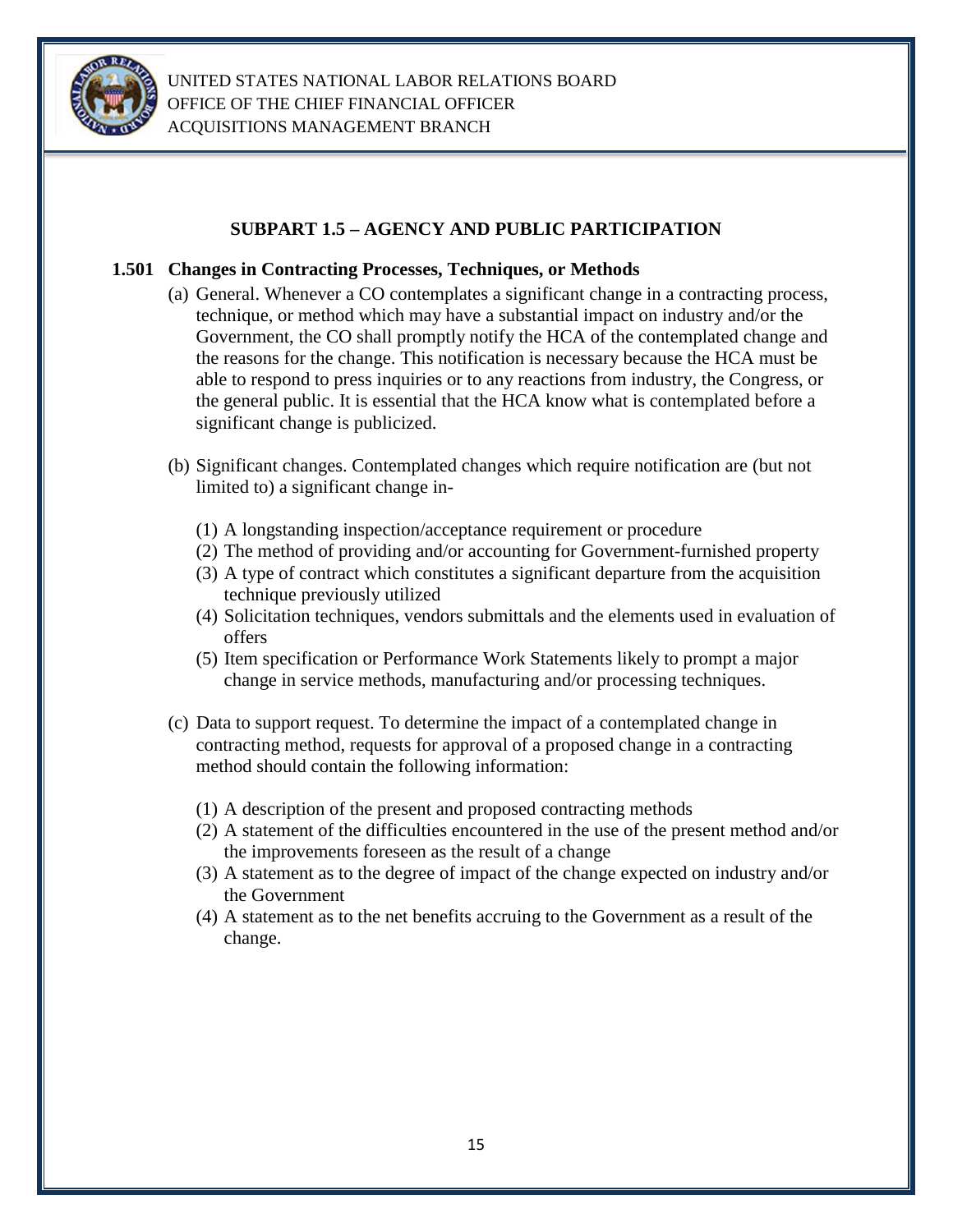## SUBPART 1.5 – AGENCY AND PUBLIC PARTICIPATION

### 1.501 Changes in Contracting Processes, Techniques, or Methods

(a) General. Whenever a CO contemplates a significant change in a contracting process, technique, or method which may have a substantial impact on industry and/or the Government, the CO shall promptly notify the HCA of the contemplated change and the reasons for the change. This notification is necessary because the HCA must be able to respond to press inquiries or to any reactions from industry, the Congress, or the general public. It is essential that the HCA know what is contemplated before a significant change is publicized.

(b) Significant changes. Contemplated changes which require notification are (but not limited to) a significant change in-

(1) A longstanding inspection/acceptance requirement or procedure
(2) The method of providing and/or accounting for Government-furnished property
(3) A type of contract which constitutes a significant departure from the acquisition technique previously utilized
(4) Solicitation techniques, vendors submittals and the elements used in evaluation of offers
(5) Item specification or Performance Work Statements likely to prompt a major change in service methods, manufacturing and/or processing techniques.

(c) Data to support request. To determine the impact of a contemplated change in contracting method, requests for approval of a proposed change in a contracting method should contain the following information:

(1) A description of the present and proposed contracting methods
(2) A statement of the difficulties encountered in the use of the present method and/or the improvements foreseen as the result of a change
(3) A statement as to the degree of impact of the change expected on industry and/or the Government
(4) A statement as to the net benefits accruing to the Government as a result of the change.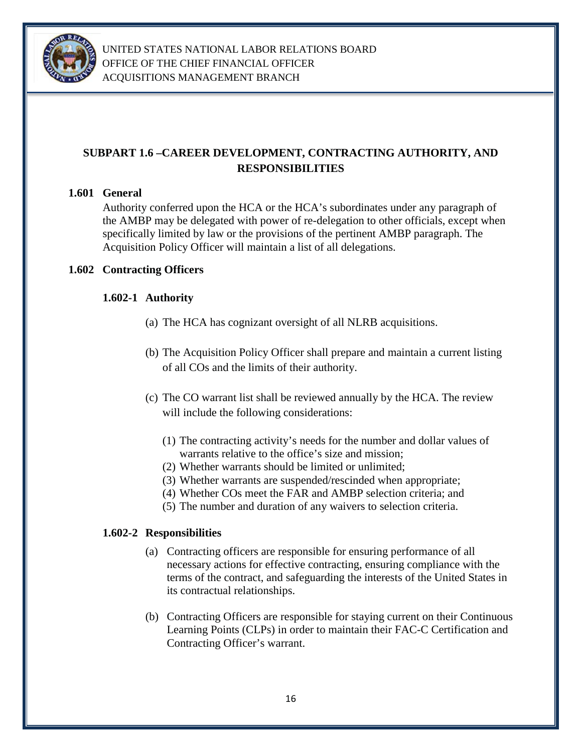## SUBPART 1.6 –CAREER DEVELOPMENT, CONTRACTING AUTHORITY, AND RESPONSIBILITIES

### 1.601 General

Authority conferred upon the HCA or the HCA's subordinates under any paragraph of the AMBP may be delegated with power of re-delegation to other officials, except when specifically limited by law or the provisions of the pertinent AMBP paragraph. The Acquisition Policy Officer will maintain a list of all delegations.

### 1.602 Contracting Officers

#### 1.602-1 Authority

(a) The HCA has cognizant oversight of all NLRB acquisitions.

(b) The Acquisition Policy Officer shall prepare and maintain a current listing of all COs and the limits of their authority.

(c) The CO warrant list shall be reviewed annually by the HCA. The review will include the following considerations:

(1) The contracting activity's needs for the number and dollar values of warrants relative to the office's size and mission;
(2) Whether warrants should be limited or unlimited;
(3) Whether warrants are suspended/rescinded when appropriate;
(4) Whether COs meet the FAR and AMBP selection criteria; and
(5) The number and duration of any waivers to selection criteria.

#### 1.602-2 Responsibilities

(a) Contracting officers are responsible for ensuring performance of all necessary actions for effective contracting, ensuring compliance with the terms of the contract, and safeguarding the interests of the United States in its contractual relationships.

(b) Contracting Officers are responsible for staying current on their Continuous Learning Points (CLPs) in order to maintain their FAC-C Certification and Contracting Officer's warrant.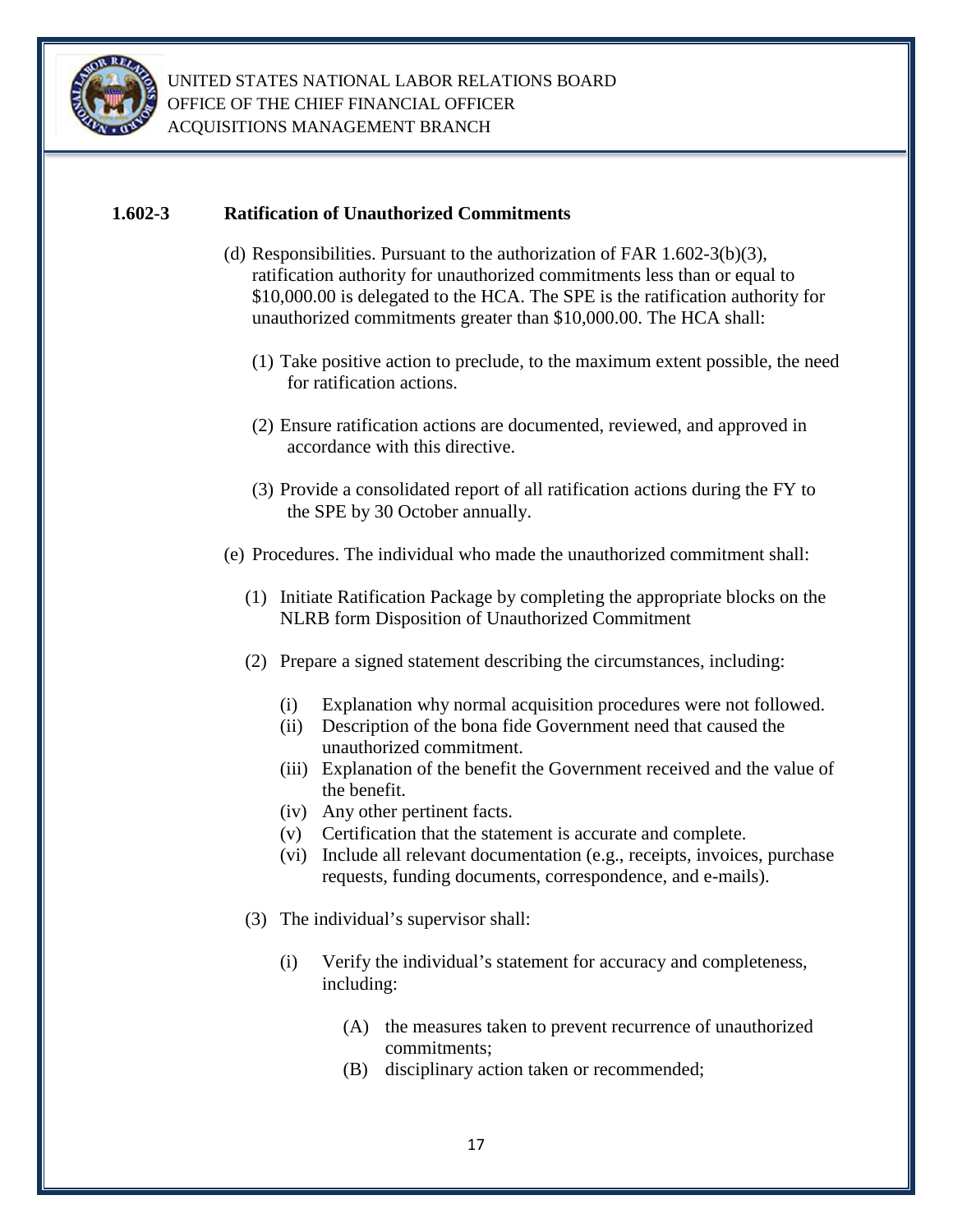## 1.602-3 Ratification of Unauthorized Commitments

(d) Responsibilities. Pursuant to the authorization of FAR 1.602-3(b)(3), ratification authority for unauthorized commitments less than or equal to $10,000.00 is delegated to the HCA. The SPE is the ratification authority for unauthorized commitments greater than $10,000.00. The HCA shall:

(1) Take positive action to preclude, to the maximum extent possible, the need for ratification actions.

(2) Ensure ratification actions are documented, reviewed, and approved in accordance with this directive.

(3) Provide a consolidated report of all ratification actions during the FY to the SPE by 30 October annually.

(e) Procedures. The individual who made the unauthorized commitment shall:

(1) Initiate Ratification Package by completing the appropriate blocks on the NLRB form Disposition of Unauthorized Commitment

(2) Prepare a signed statement describing the circumstances, including:

(i) Explanation why normal acquisition procedures were not followed.
(ii) Description of the bona fide Government need that caused the unauthorized commitment.
(iii) Explanation of the benefit the Government received and the value of the benefit.
(iv) Any other pertinent facts.
(v) Certification that the statement is accurate and complete.
(vi) Include all relevant documentation (e.g., receipts, invoices, purchase requests, funding documents, correspondence, and e-mails).

(3) The individual's supervisor shall:

(i) Verify the individual's statement for accuracy and completeness, including:

(A) the measures taken to prevent recurrence of unauthorized commitments;
(B) disciplinary action taken or recommended;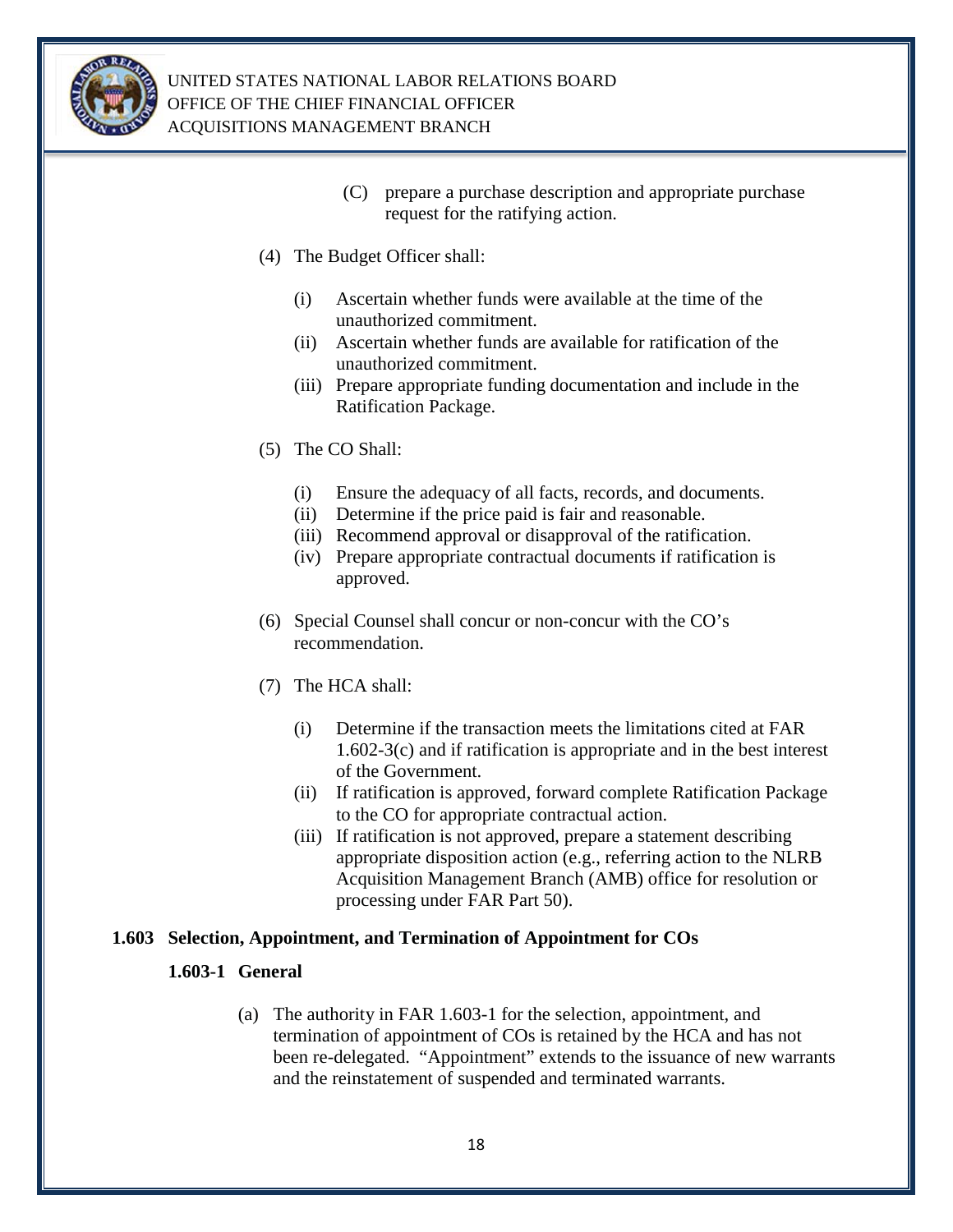(C) prepare a purchase description and appropriate purchase request for the ratifying action.

(4) The Budget Officer shall:

   (i) Ascertain whether funds were available at the time of the unauthorized commitment.
   (ii) Ascertain whether funds are available for ratification of the unauthorized commitment.
   (iii) Prepare appropriate funding documentation and include in the Ratification Package.

(5) The CO Shall:

   (i) Ensure the adequacy of all facts, records, and documents.
   (ii) Determine if the price paid is fair and reasonable.
   (iii) Recommend approval or disapproval of the ratification.
   (iv) Prepare appropriate contractual documents if ratification is approved.

(6) Special Counsel shall concur or non-concur with the CO's recommendation.

(7) The HCA shall:

   (i) Determine if the transaction meets the limitations cited at FAR 1.602-3(c) and if ratification is appropriate and in the best interest of the Government.
   (ii) If ratification is approved, forward complete Ratification Package to the CO for appropriate contractual action.
   (iii) If ratification is not approved, prepare a statement describing appropriate disposition action (e.g., referring action to the NLRB Acquisition Management Branch (AMB) office for resolution or processing under FAR Part 50).

## 1.603 Selection, Appointment, and Termination of Appointment for COs

### 1.603-1 General

(a) The authority in FAR 1.603-1 for the selection, appointment, and termination of appointment of COs is retained by the HCA and has not been re-delegated. "Appointment" extends to the issuance of new warrants and the reinstatement of suspended and terminated warrants.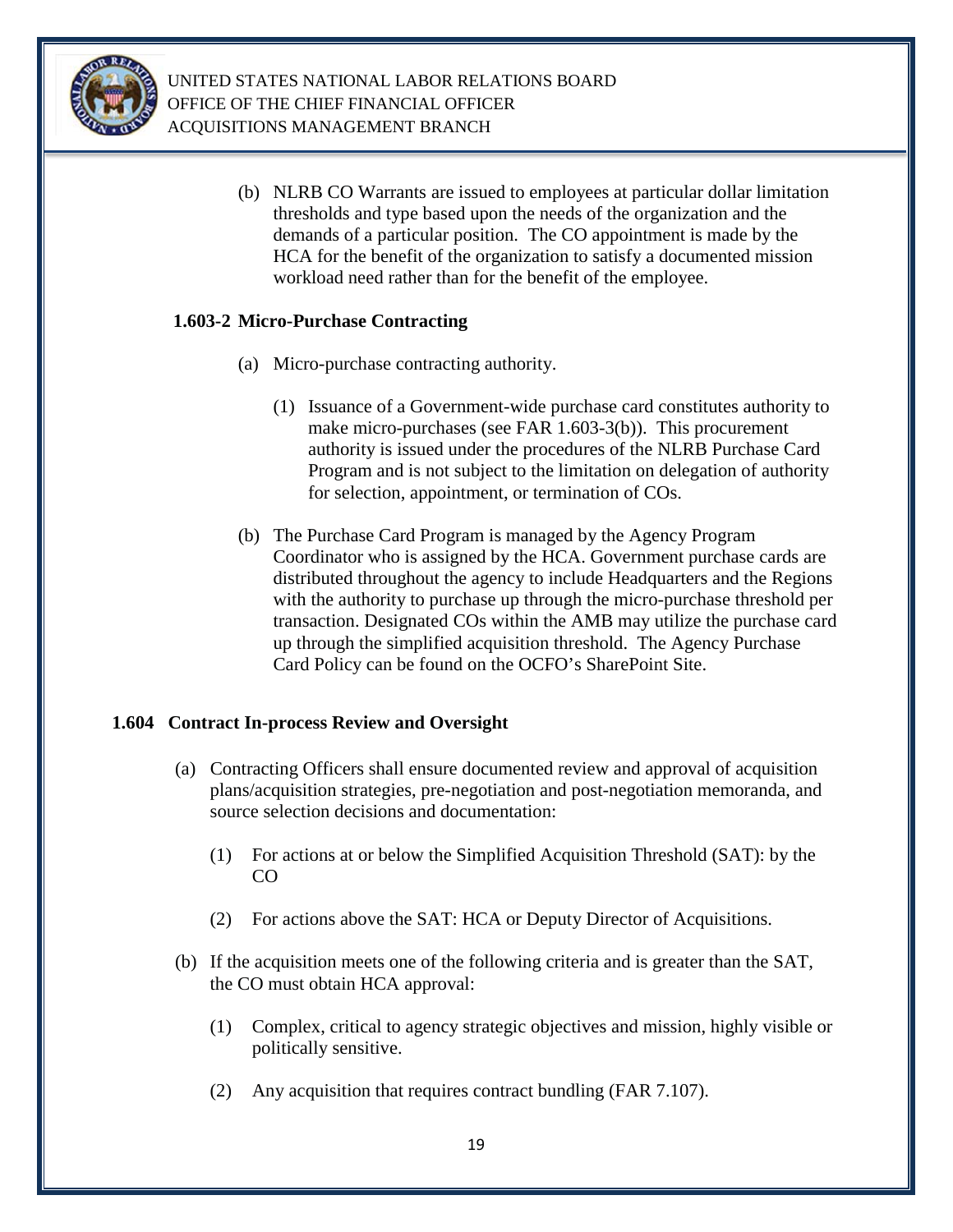(b) NLRB CO Warrants are issued to employees at particular dollar limitation thresholds and type based upon the needs of the organization and the demands of a particular position. The CO appointment is made by the HCA for the benefit of the organization to satisfy a documented mission workload need rather than for the benefit of the employee.

### 1.603-2 Micro-Purchase Contracting

(a) Micro-purchase contracting authority.

(1) Issuance of a Government-wide purchase card constitutes authority to make micro-purchases (see FAR 1.603-3(b)). This procurement authority is issued under the procedures of the NLRB Purchase Card Program and is not subject to the limitation on delegation of authority for selection, appointment, or termination of COs.

(b) The Purchase Card Program is managed by the Agency Program Coordinator who is assigned by the HCA. Government purchase cards are distributed throughout the agency to include Headquarters and the Regions with the authority to purchase up through the micro-purchase threshold per transaction. Designated COs within the AMB may utilize the purchase card up through the simplified acquisition threshold. The Agency Purchase Card Policy can be found on the OCFO's SharePoint Site.

## 1.604 Contract In-process Review and Oversight

(a) Contracting Officers shall ensure documented review and approval of acquisition plans/acquisition strategies, pre-negotiation and post-negotiation memoranda, and source selection decisions and documentation:

(1) For actions at or below the Simplified Acquisition Threshold (SAT): by the CO

(2) For actions above the SAT: HCA or Deputy Director of Acquisitions.

(b) If the acquisition meets one of the following criteria and is greater than the SAT, the CO must obtain HCA approval:

(1) Complex, critical to agency strategic objectives and mission, highly visible or politically sensitive.

(2) Any acquisition that requires contract bundling (FAR 7.107).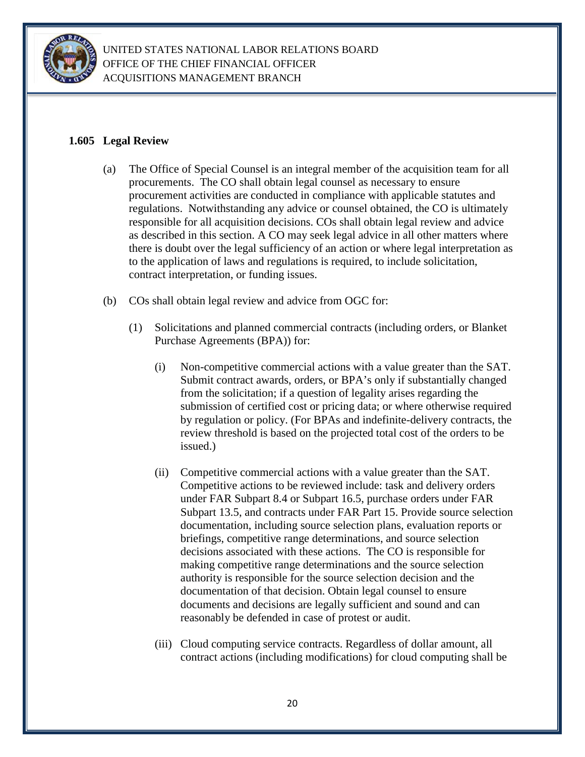### 1.605 Legal Review

(a) The Office of Special Counsel is an integral member of the acquisition team for all procurements. The CO shall obtain legal counsel as necessary to ensure procurement activities are conducted in compliance with applicable statutes and regulations. Notwithstanding any advice or counsel obtained, the CO is ultimately responsible for all acquisition decisions. COs shall obtain legal review and advice as described in this section. A CO may seek legal advice in all other matters where there is doubt over the legal sufficiency of an action or where legal interpretation as to the application of laws and regulations is required, to include solicitation, contract interpretation, or funding issues.

(b) COs shall obtain legal review and advice from OGC for:

(1) Solicitations and planned commercial contracts (including orders, or Blanket Purchase Agreements (BPA)) for:

(i) Non-competitive commercial actions with a value greater than the SAT. Submit contract awards, orders, or BPA's only if substantially changed from the solicitation; if a question of legality arises regarding the submission of certified cost or pricing data; or where otherwise required by regulation or policy. (For BPAs and indefinite-delivery contracts, the review threshold is based on the projected total cost of the orders to be issued.)

(ii) Competitive commercial actions with a value greater than the SAT. Competitive actions to be reviewed include: task and delivery orders under FAR Subpart 8.4 or Subpart 16.5, purchase orders under FAR Subpart 13.5, and contracts under FAR Part 15. Provide source selection documentation, including source selection plans, evaluation reports or briefings, competitive range determinations, and source selection decisions associated with these actions. The CO is responsible for making competitive range determinations and the source selection authority is responsible for the source selection decision and the documentation of that decision. Obtain legal counsel to ensure documents and decisions are legally sufficient and sound and can reasonably be defended in case of protest or audit.

(iii) Cloud computing service contracts. Regardless of dollar amount, all contract actions (including modifications) for cloud computing shall be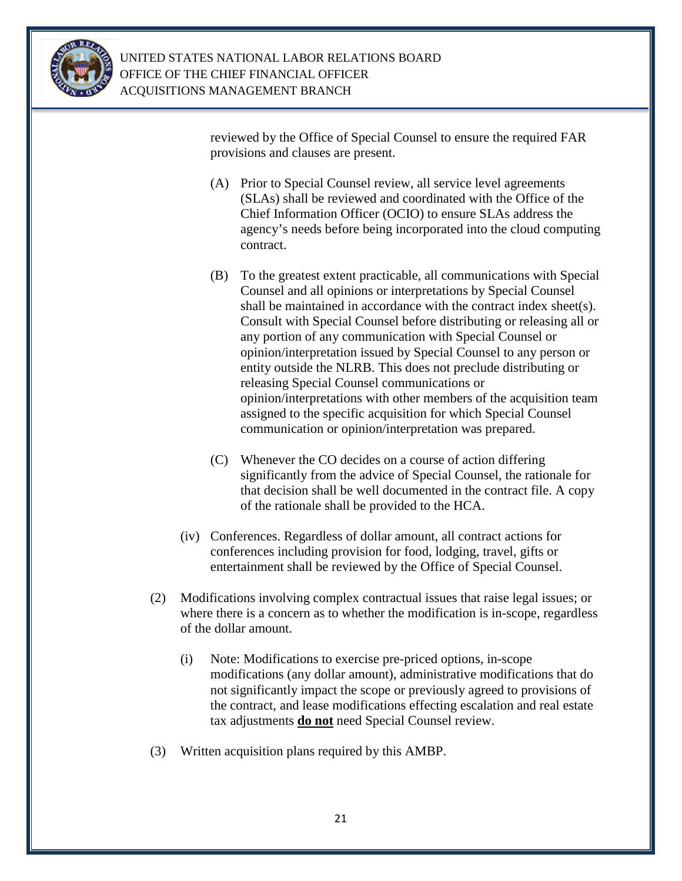reviewed by the Office of Special Counsel to ensure the required FAR provisions and clauses are present.

(A) Prior to Special Counsel review, all service level agreements (SLAs) shall be reviewed and coordinated with the Office of the Chief Information Officer (OCIO) to ensure SLAs address the agency's needs before being incorporated into the cloud computing contract.

(B) To the greatest extent practicable, all communications with Special Counsel and all opinions or interpretations by Special Counsel shall be maintained in accordance with the contract index sheet(s). Consult with Special Counsel before distributing or releasing all or any portion of any communication with Special Counsel or opinion/interpretation issued by Special Counsel to any person or entity outside the NLRB. This does not preclude distributing or releasing Special Counsel communications or opinion/interpretations with other members of the acquisition team assigned to the specific acquisition for which Special Counsel communication or opinion/interpretation was prepared.

(C) Whenever the CO decides on a course of action differing significantly from the advice of Special Counsel, the rationale for that decision shall be well documented in the contract file. A copy of the rationale shall be provided to the HCA.

(iv) Conferences. Regardless of dollar amount, all contract actions for conferences including provision for food, lodging, travel, gifts or entertainment shall be reviewed by the Office of Special Counsel.

(2) Modifications involving complex contractual issues that raise legal issues; or where there is a concern as to whether the modification is in-scope, regardless of the dollar amount.

(i) Note: Modifications to exercise pre-priced options, in-scope modifications (any dollar amount), administrative modifications that do not significantly impact the scope or previously agreed to provisions of the contract, and lease modifications effecting escalation and real estate tax adjustments **do not** need Special Counsel review.

(3) Written acquisition plans required by this AMBP.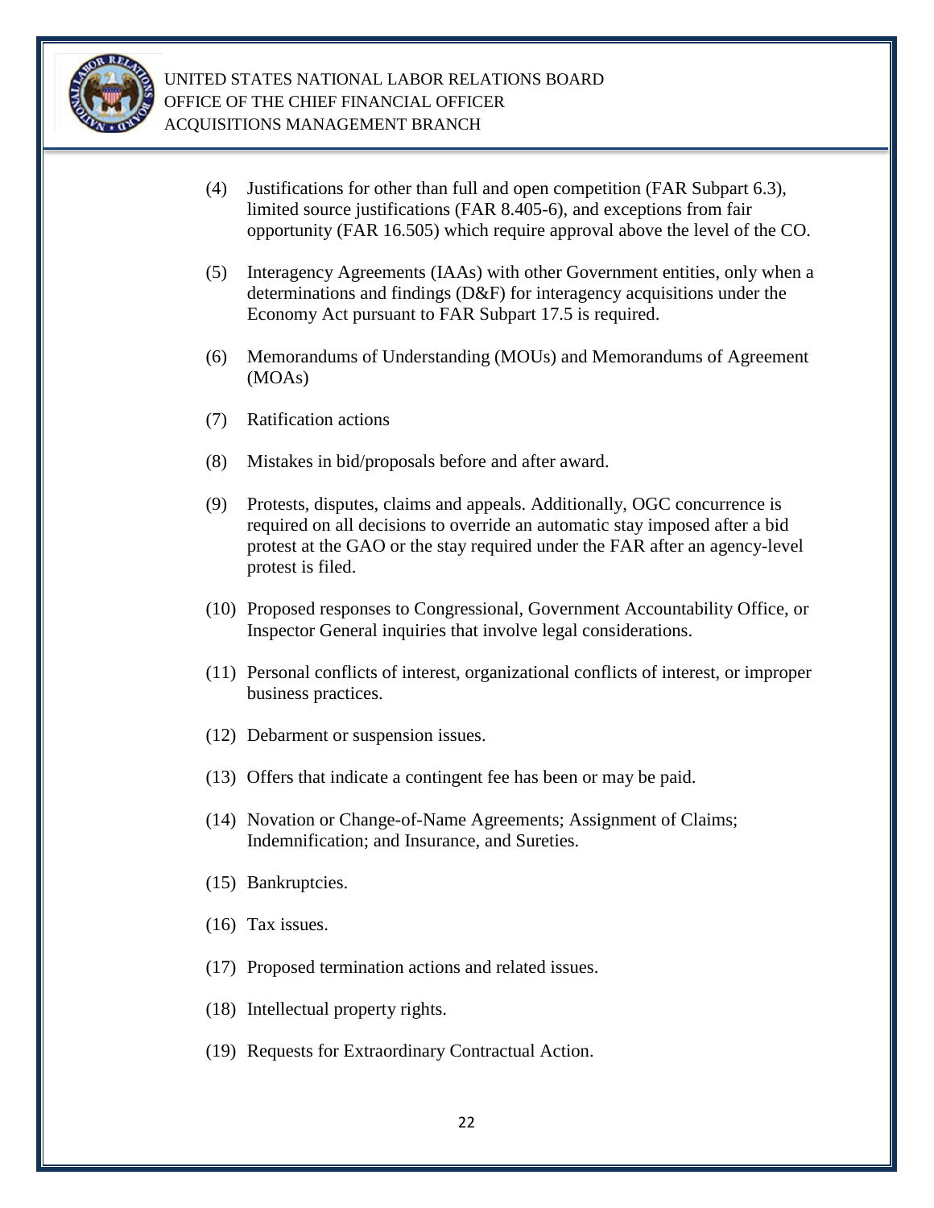(4) Justifications for other than full and open competition (FAR Subpart 6.3), limited source justifications (FAR 8.405-6), and exceptions from fair opportunity (FAR 16.505) which require approval above the level of the CO.

(5) Interagency Agreements (IAAs) with other Government entities, only when a determinations and findings (D&F) for interagency acquisitions under the Economy Act pursuant to FAR Subpart 17.5 is required.

(6) Memorandums of Understanding (MOUs) and Memorandums of Agreement (MOAs)

(7) Ratification actions

(8) Mistakes in bid/proposals before and after award.

(9) Protests, disputes, claims and appeals. Additionally, OGC concurrence is required on all decisions to override an automatic stay imposed after a bid protest at the GAO or the stay required under the FAR after an agency-level protest is filed.

(10) Proposed responses to Congressional, Government Accountability Office, or Inspector General inquiries that involve legal considerations.

(11) Personal conflicts of interest, organizational conflicts of interest, or improper business practices.

(12) Debarment or suspension issues.

(13) Offers that indicate a contingent fee has been or may be paid.

(14) Novation or Change-of-Name Agreements; Assignment of Claims; Indemnification; and Insurance, and Sureties.

(15) Bankruptcies.

(16) Tax issues.

(17) Proposed termination actions and related issues.

(18) Intellectual property rights.

(19) Requests for Extraordinary Contractual Action.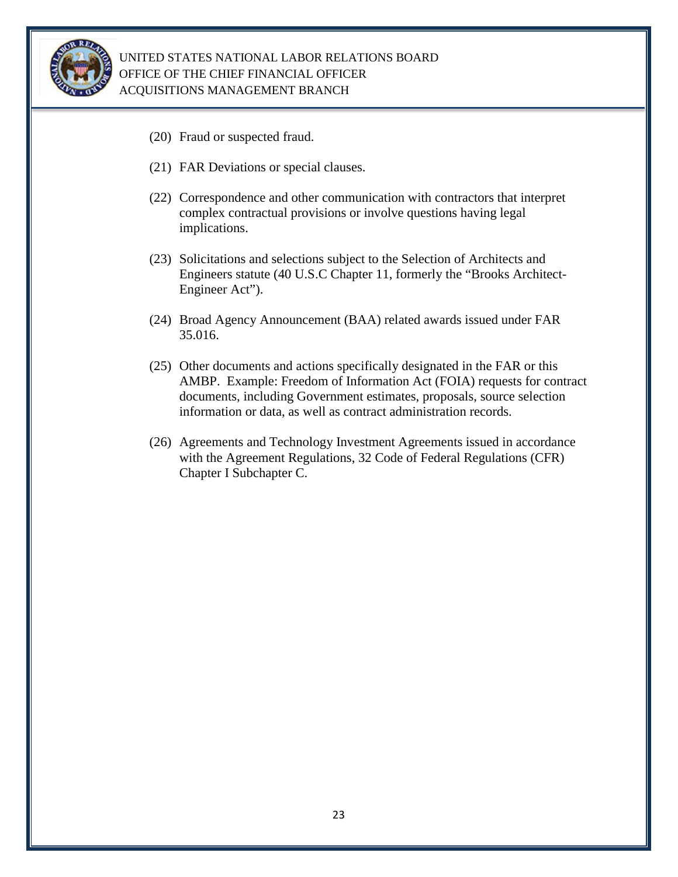(20) Fraud or suspected fraud.

(21) FAR Deviations or special clauses.

(22) Correspondence and other communication with contractors that interpret complex contractual provisions or involve questions having legal implications.

(23) Solicitations and selections subject to the Selection of Architects and Engineers statute (40 U.S.C Chapter 11, formerly the "Brooks Architect-Engineer Act").

(24) Broad Agency Announcement (BAA) related awards issued under FAR 35.016.

(25) Other documents and actions specifically designated in the FAR or this AMBP. Example: Freedom of Information Act (FOIA) requests for contract documents, including Government estimates, proposals, source selection information or data, as well as contract administration records.

(26) Agreements and Technology Investment Agreements issued in accordance with the Agreement Regulations, 32 Code of Federal Regulations (CFR) Chapter I Subchapter C.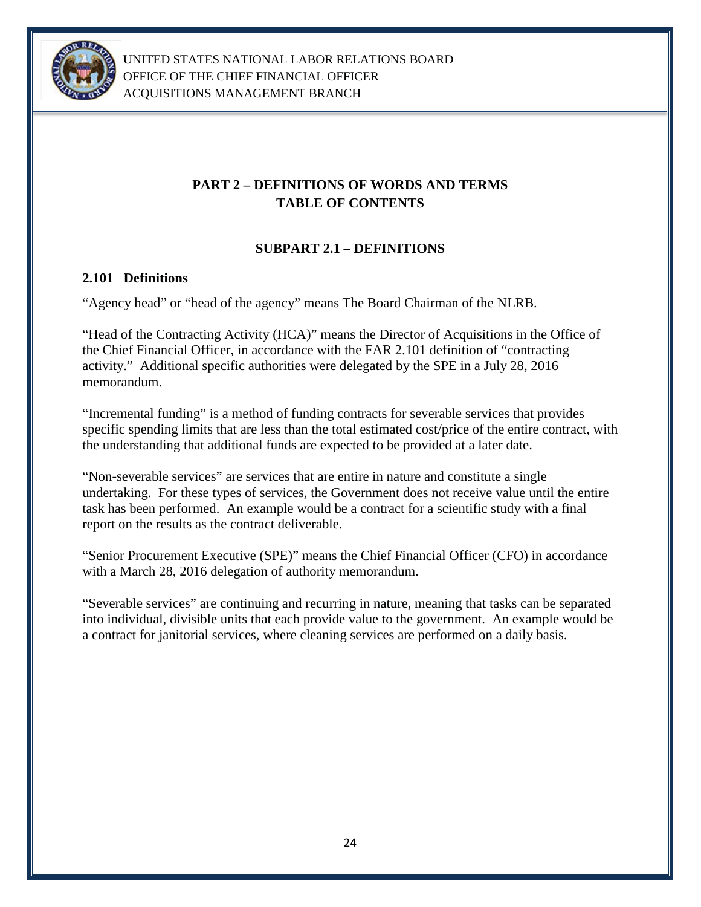## PART 2 – DEFINITIONS OF WORDS AND TERMS
## TABLE OF CONTENTS

### SUBPART 2.1 – DEFINITIONS

**2.101 Definitions**

"Agency head" or "head of the agency" means The Board Chairman of the NLRB.

"Head of the Contracting Activity (HCA)" means the Director of Acquisitions in the Office of the Chief Financial Officer, in accordance with the FAR 2.101 definition of "contracting activity." Additional specific authorities were delegated by the SPE in a July 28, 2016 memorandum.

"Incremental funding" is a method of funding contracts for severable services that provides specific spending limits that are less than the total estimated cost/price of the entire contract, with the understanding that additional funds are expected to be provided at a later date.

"Non-severable services" are services that are entire in nature and constitute a single undertaking. For these types of services, the Government does not receive value until the entire task has been performed. An example would be a contract for a scientific study with a final report on the results as the contract deliverable.

"Senior Procurement Executive (SPE)" means the Chief Financial Officer (CFO) in accordance with a March 28, 2016 delegation of authority memorandum.

"Severable services" are continuing and recurring in nature, meaning that tasks can be separated into individual, divisible units that each provide value to the government. An example would be a contract for janitorial services, where cleaning services are performed on a daily basis.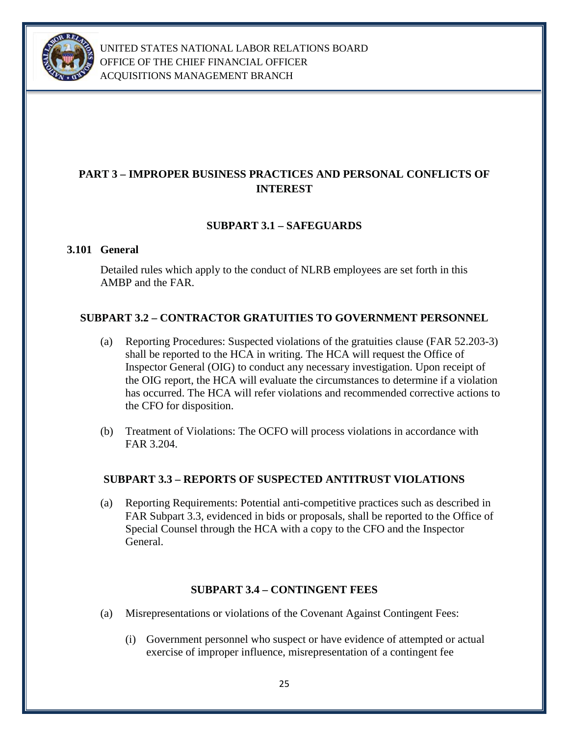# PART 3 – IMPROPER BUSINESS PRACTICES AND PERSONAL CONFLICTS OF INTEREST

## SUBPART 3.1 – SAFEGUARDS

### 3.101 General

Detailed rules which apply to the conduct of NLRB employees are set forth in this AMBP and the FAR.

## SUBPART 3.2 – CONTRACTOR GRATUITIES TO GOVERNMENT PERSONNEL

(a) Reporting Procedures: Suspected violations of the gratuities clause (FAR 52.203-3) shall be reported to the HCA in writing. The HCA will request the Office of Inspector General (OIG) to conduct any necessary investigation. Upon receipt of the OIG report, the HCA will evaluate the circumstances to determine if a violation has occurred. The HCA will refer violations and recommended corrective actions to the CFO for disposition.

(b) Treatment of Violations: The OCFO will process violations in accordance with FAR 3.204.

## SUBPART 3.3 – REPORTS OF SUSPECTED ANTITRUST VIOLATIONS

(a) Reporting Requirements: Potential anti-competitive practices such as described in FAR Subpart 3.3, evidenced in bids or proposals, shall be reported to the Office of Special Counsel through the HCA with a copy to the CFO and the Inspector General.

## SUBPART 3.4 – CONTINGENT FEES

(a) Misrepresentations or violations of the Covenant Against Contingent Fees:

(i) Government personnel who suspect or have evidence of attempted or actual exercise of improper influence, misrepresentation of a contingent fee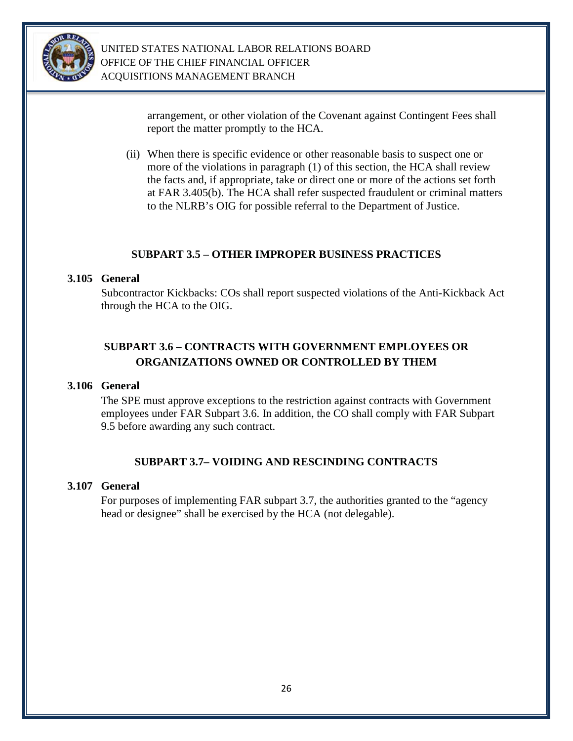arrangement, or other violation of the Covenant against Contingent Fees shall report the matter promptly to the HCA.

(ii) When there is specific evidence or other reasonable basis to suspect one or more of the violations in paragraph (1) of this section, the HCA shall review the facts and, if appropriate, take or direct one or more of the actions set forth at FAR 3.405(b). The HCA shall refer suspected fraudulent or criminal matters to the NLRB's OIG for possible referral to the Department of Justice.

## SUBPART 3.5 – OTHER IMPROPER BUSINESS PRACTICES

### 3.105 General

Subcontractor Kickbacks: COs shall report suspected violations of the Anti-Kickback Act through the HCA to the OIG.

## SUBPART 3.6 – CONTRACTS WITH GOVERNMENT EMPLOYEES OR ORGANIZATIONS OWNED OR CONTROLLED BY THEM

### 3.106 General

The SPE must approve exceptions to the restriction against contracts with Government employees under FAR Subpart 3.6. In addition, the CO shall comply with FAR Subpart 9.5 before awarding any such contract.

## SUBPART 3.7– VOIDING AND RESCINDING CONTRACTS

### 3.107 General

For purposes of implementing FAR subpart 3.7, the authorities granted to the "agency head or designee" shall be exercised by the HCA (not delegable).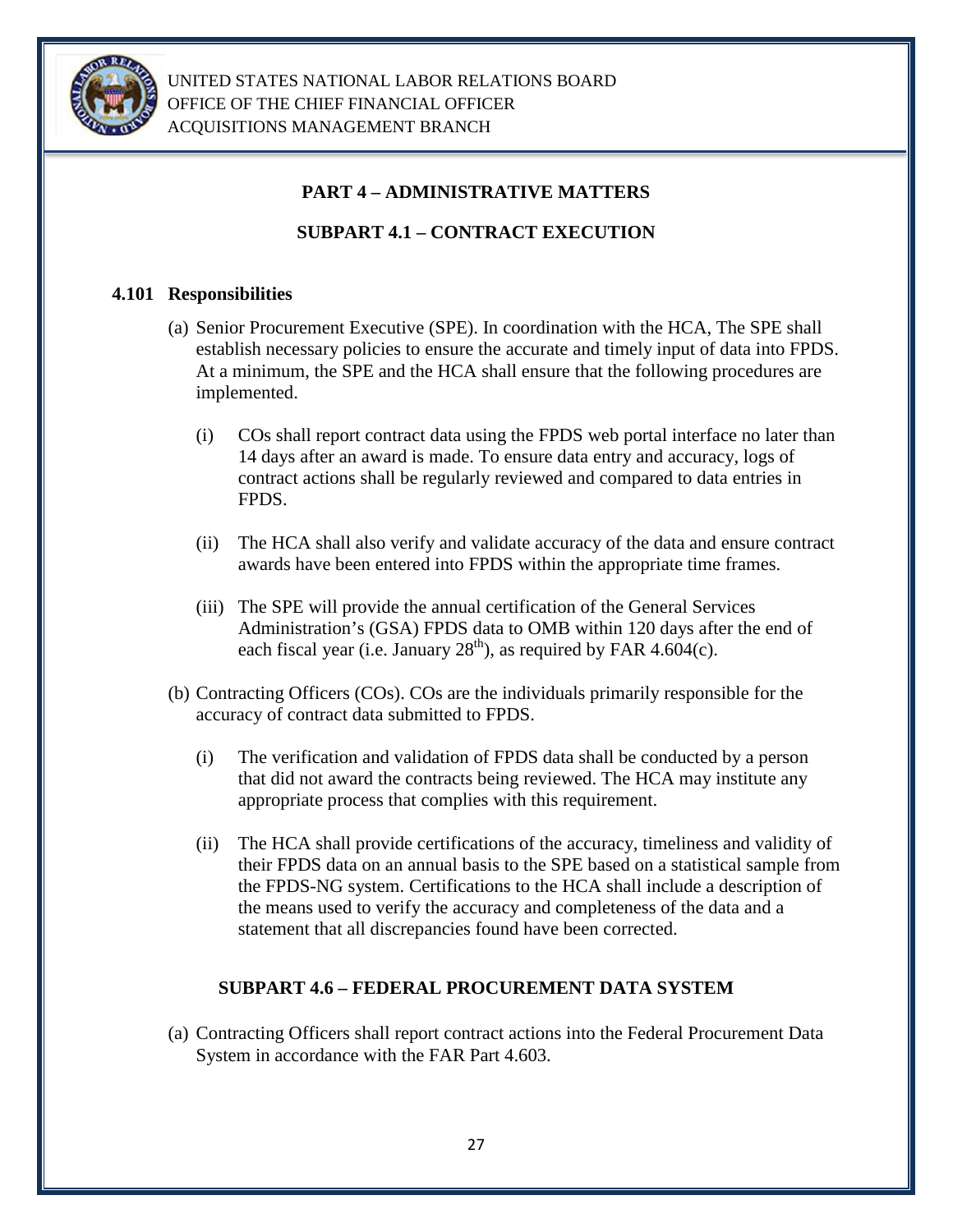## PART 4 – ADMINISTRATIVE MATTERS

### SUBPART 4.1 – CONTRACT EXECUTION

**4.101 Responsibilities**

(a) Senior Procurement Executive (SPE). In coordination with the HCA, The SPE shall establish necessary policies to ensure the accurate and timely input of data into FPDS. At a minimum, the SPE and the HCA shall ensure that the following procedures are implemented.

(i) COs shall report contract data using the FPDS web portal interface no later than 14 days after an award is made. To ensure data entry and accuracy, logs of contract actions shall be regularly reviewed and compared to data entries in FPDS.

(ii) The HCA shall also verify and validate accuracy of the data and ensure contract awards have been entered into FPDS within the appropriate time frames.

(iii) The SPE will provide the annual certification of the General Services Administration's (GSA) FPDS data to OMB within 120 days after the end of each fiscal year (i.e. January 28th), as required by FAR 4.604(c).

(b) Contracting Officers (COs). COs are the individuals primarily responsible for the accuracy of contract data submitted to FPDS.

(i) The verification and validation of FPDS data shall be conducted by a person that did not award the contracts being reviewed. The HCA may institute any appropriate process that complies with this requirement.

(ii) The HCA shall provide certifications of the accuracy, timeliness and validity of their FPDS data on an annual basis to the SPE based on a statistical sample from the FPDS-NG system. Certifications to the HCA shall include a description of the means used to verify the accuracy and completeness of the data and a statement that all discrepancies found have been corrected.

### SUBPART 4.6 – FEDERAL PROCUREMENT DATA SYSTEM

(a) Contracting Officers shall report contract actions into the Federal Procurement Data System in accordance with the FAR Part 4.603.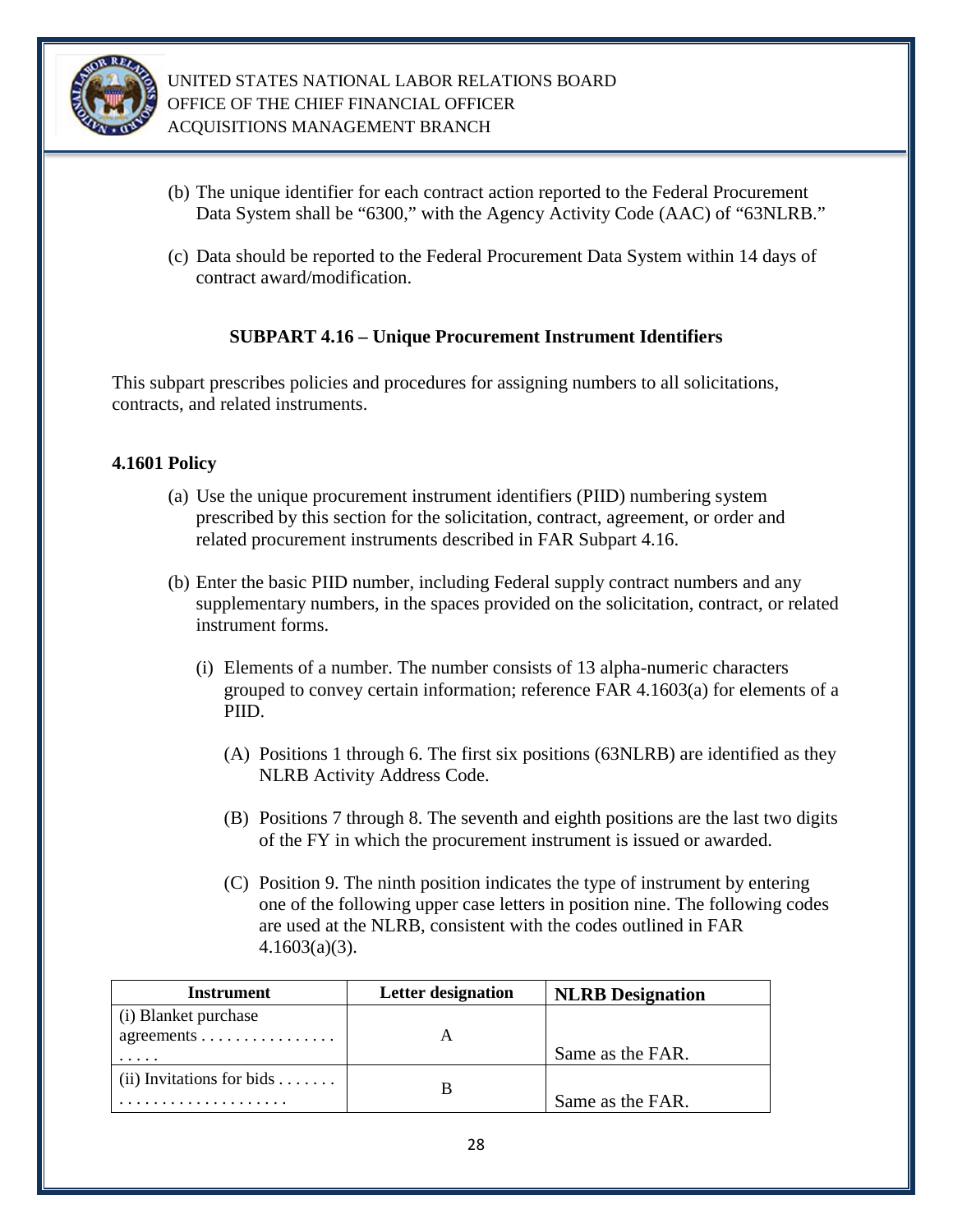(b) The unique identifier for each contract action reported to the Federal Procurement Data System shall be "6300," with the Agency Activity Code (AAC) of "63NLRB."

(c) Data should be reported to the Federal Procurement Data System within 14 days of contract award/modification.

**SUBPART 4.16 – Unique Procurement Instrument Identifiers**

This subpart prescribes policies and procedures for assigning numbers to all solicitations, contracts, and related instruments.

**4.1601 Policy**

(a) Use the unique procurement instrument identifiers (PIID) numbering system prescribed by this section for the solicitation, contract, agreement, or order and related procurement instruments described in FAR Subpart 4.16.

(b) Enter the basic PIID number, including Federal supply contract numbers and any supplementary numbers, in the spaces provided on the solicitation, contract, or related instrument forms.

(i) Elements of a number. The number consists of 13 alpha-numeric characters grouped to convey certain information; reference FAR 4.1603(a) for elements of a PIID.

(A) Positions 1 through 6. The first six positions (63NLRB) are identified as they NLRB Activity Address Code.

(B) Positions 7 through 8. The seventh and eighth positions are the last two digits of the FY in which the procurement instrument is issued or awarded.

(C) Position 9. The ninth position indicates the type of instrument by entering one of the following upper case letters in position nine. The following codes are used at the NLRB, consistent with the codes outlined in FAR 4.1603(a)(3).

| Instrument | Letter designation | NLRB Designation |
| --- | --- | --- |
| (i) Blanket purchase agreements . . . . . . . . . . . . . . . . . . . . . | A | Same as the FAR. |
| (ii) Invitations for bids . . . . . . . . . . . . . . . . . . . . . . . . . . | B | Same as the FAR. |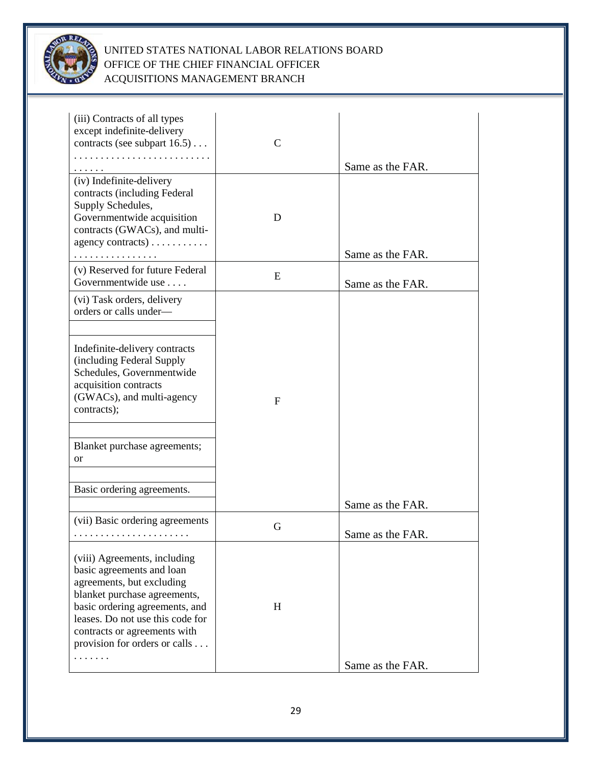| | | |
|---|---|---|
| (iii) Contracts of all types except indefinite-delivery contracts (see subpart 16.5) . . . . . . . . . . . . . . . . . . . . . . . . . . . . . . . . . . | C | Same as the FAR. |
| (iv) Indefinite-delivery contracts (including Federal Supply Schedules, Governmentwide acquisition contracts (GWACs), and multi-agency contracts) . . . . . . . . . . . . . . . . . . . . . . . . . . . | D | Same as the FAR. |
| (v) Reserved for future Federal Governmentwide use . . . . | E | Same as the FAR. |
| (vi) Task orders, delivery orders or calls under— Indefinite-delivery contracts (including Federal Supply Schedules, Governmentwide acquisition contracts (GWACs), and multi-agency contracts); Blanket purchase agreements; or Basic ordering agreements. | F | Same as the FAR. |
| (vii) Basic ordering agreements . . . . . . . . . . . . . . . . . . . . . . | G | Same as the FAR. |
| (viii) Agreements, including basic agreements and loan agreements, but excluding blanket purchase agreements, basic ordering agreements, and leases. Do not use this code for contracts or agreements with provision for orders or calls . . . . . . . . . . | H | Same as the FAR. |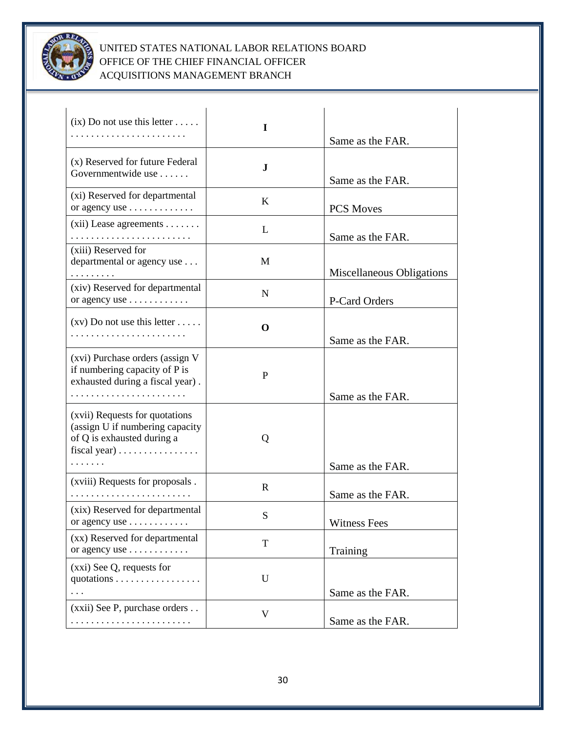| (ix) Do not use this letter . . . . . . . . . . . . . . . . . . . . . . . . . . . . | **I** | Same as the FAR. |
|---|---|---|
| (x) Reserved for future Federal Governmentwide use . . . . . . | **J** | Same as the FAR. |
| (xi) Reserved for departmental or agency use . . . . . . . . . . . . . | K | PCS Moves |
| (xii) Lease agreements . . . . . . . . . . . . . . . . . . . . . . . . . . . . . . | L | Same as the FAR. |
| (xiii) Reserved for departmental or agency use . . . . . . . . . . . . | M | Miscellaneous Obligations |
| (xiv) Reserved for departmental or agency use . . . . . . . . . . . . | N | P-Card Orders |
| (xv) Do not use this letter . . . . . . . . . . . . . . . . . . . . . . . . . . . . | **O** | Same as the FAR. |
| (xvi) Purchase orders (assign V if numbering capacity of P is exhausted during a fiscal year) . . . . . . . . . . . . . . . . . . . . . . . . | P | Same as the FAR. |
| (xvii) Requests for quotations (assign U if numbering capacity of Q is exhausted during a fiscal year) . . . . . . . . . . . . . . . . . . . . . . . | Q | Same as the FAR. |
| (xviii) Requests for proposals . . . . . . . . . . . . . . . . . . . . . . . . . | R | Same as the FAR. |
| (xix) Reserved for departmental or agency use . . . . . . . . . . . . | S | Witness Fees |
| (xx) Reserved for departmental or agency use . . . . . . . . . . . . | T | Training |
| (xxi) See Q, requests for quotations . . . . . . . . . . . . . . . . . . . . | U | Same as the FAR. |
| (xxii) See P, purchase orders . . . . . . . . . . . . . . . . . . . . . . . . . | V | Same as the FAR. |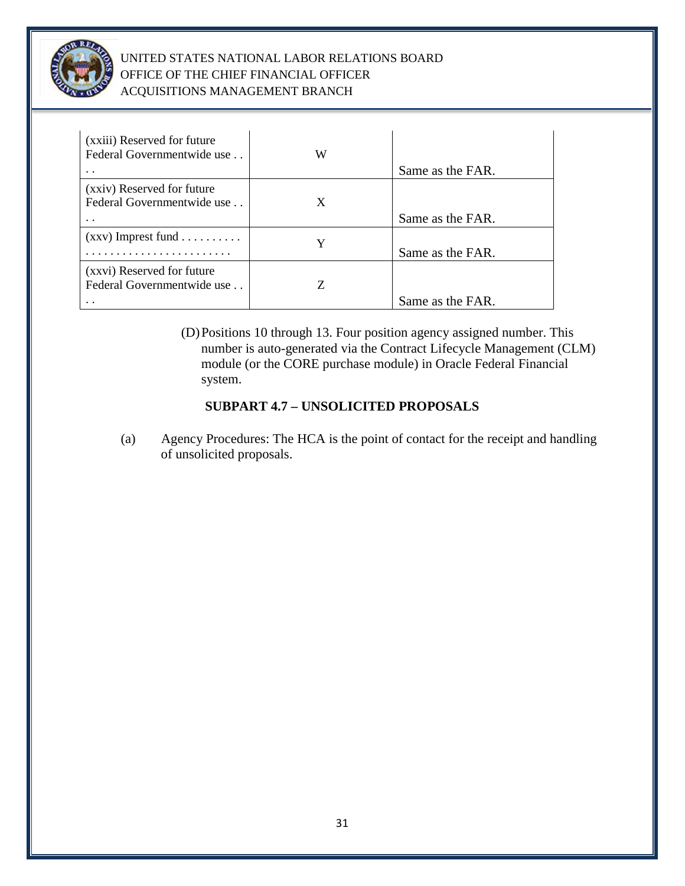| | | |
|---|---|---|
| (xxiii) Reserved for future Federal Governmentwide use . . . . | W | Same as the FAR. |
| (xxiv) Reserved for future Federal Governmentwide use . . . . | X | Same as the FAR. |
| (xxv) Imprest fund . . . . . . . . . . . . . . . . . . . . . . . . . . . . . . . . . . | Y | Same as the FAR. |
| (xxvi) Reserved for future Federal Governmentwide use . . . . | Z | Same as the FAR. |

(D) Positions 10 through 13. Four position agency assigned number. This number is auto-generated via the Contract Lifecycle Management (CLM) module (or the CORE purchase module) in Oracle Federal Financial system.

**SUBPART 4.7 – UNSOLICITED PROPOSALS**

(a) Agency Procedures: The HCA is the point of contact for the receipt and handling of unsolicited proposals.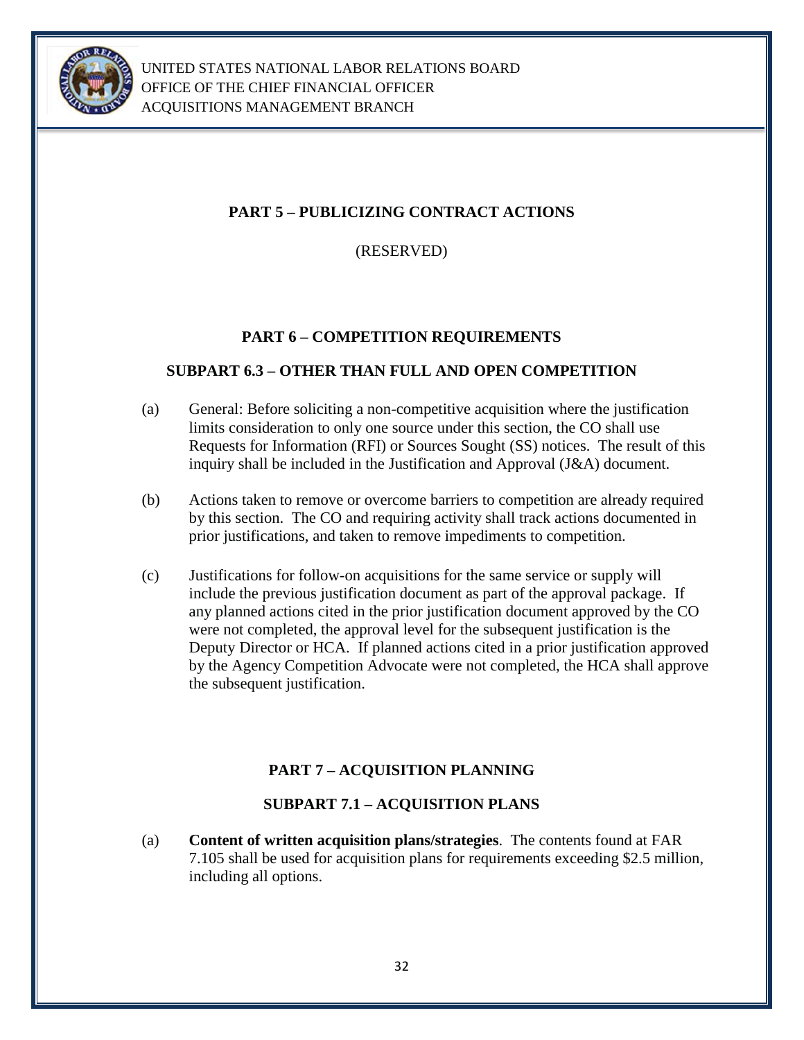## PART 5 – PUBLICIZING CONTRACT ACTIONS

(RESERVED)

## PART 6 – COMPETITION REQUIREMENTS

### SUBPART 6.3 – OTHER THAN FULL AND OPEN COMPETITION

(a) General: Before soliciting a non-competitive acquisition where the justification limits consideration to only one source under this section, the CO shall use Requests for Information (RFI) or Sources Sought (SS) notices. The result of this inquiry shall be included in the Justification and Approval (J&A) document.

(b) Actions taken to remove or overcome barriers to competition are already required by this section. The CO and requiring activity shall track actions documented in prior justifications, and taken to remove impediments to competition.

(c) Justifications for follow-on acquisitions for the same service or supply will include the previous justification document as part of the approval package. If any planned actions cited in the prior justification document approved by the CO were not completed, the approval level for the subsequent justification is the Deputy Director or HCA. If planned actions cited in a prior justification approved by the Agency Competition Advocate were not completed, the HCA shall approve the subsequent justification.

## PART 7 – ACQUISITION PLANNING

### SUBPART 7.1 – ACQUISITION PLANS

(a) **Content of written acquisition plans/strategies**. The contents found at FAR 7.105 shall be used for acquisition plans for requirements exceeding $2.5 million, including all options.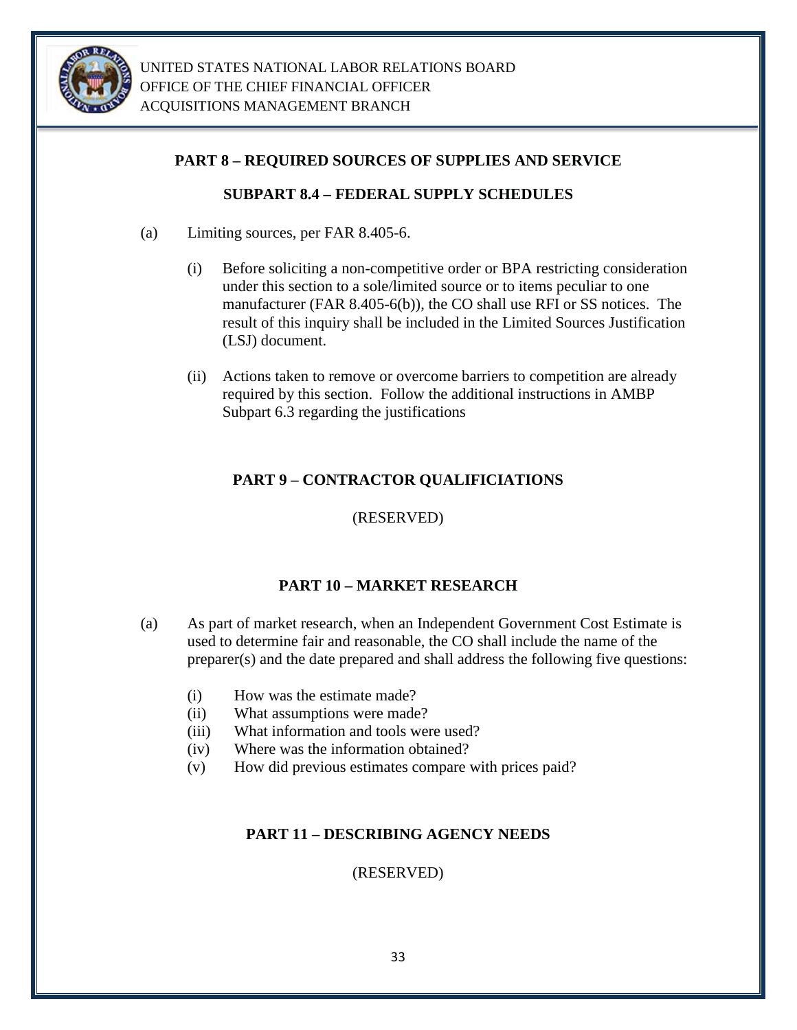## PART 8 – REQUIRED SOURCES OF SUPPLIES AND SERVICE

### SUBPART 8.4 – FEDERAL SUPPLY SCHEDULES

(a) Limiting sources, per FAR 8.405-6.

(i) Before soliciting a non-competitive order or BPA restricting consideration under this section to a sole/limited source or to items peculiar to one manufacturer (FAR 8.405-6(b)), the CO shall use RFI or SS notices. The result of this inquiry shall be included in the Limited Sources Justification (LSJ) document.

(ii) Actions taken to remove or overcome barriers to competition are already required by this section. Follow the additional instructions in AMBP Subpart 6.3 regarding the justifications

## PART 9 – CONTRACTOR QUALIFICIATIONS

(RESERVED)

## PART 10 – MARKET RESEARCH

(a) As part of market research, when an Independent Government Cost Estimate is used to determine fair and reasonable, the CO shall include the name of the preparer(s) and the date prepared and shall address the following five questions:

(i) How was the estimate made?
(ii) What assumptions were made?
(iii) What information and tools were used?
(iv) Where was the information obtained?
(v) How did previous estimates compare with prices paid?

## PART 11 – DESCRIBING AGENCY NEEDS

(RESERVED)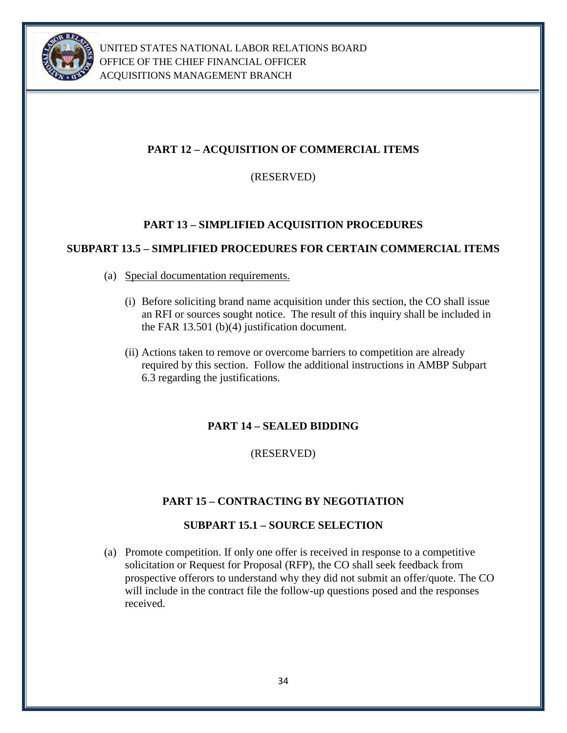## PART 12 – ACQUISITION OF COMMERCIAL ITEMS

(RESERVED)

## PART 13 – SIMPLIFIED ACQUISITION PROCEDURES

### SUBPART 13.5 – SIMPLIFIED PROCEDURES FOR CERTAIN COMMERCIAL ITEMS

(a) Special documentation requirements.

(i) Before soliciting brand name acquisition under this section, the CO shall issue an RFI or sources sought notice. The result of this inquiry shall be included in the FAR 13.501 (b)(4) justification document.

(ii) Actions taken to remove or overcome barriers to competition are already required by this section. Follow the additional instructions in AMBP Subpart 6.3 regarding the justifications.

## PART 14 – SEALED BIDDING

(RESERVED)

## PART 15 – CONTRACTING BY NEGOTIATION

### SUBPART 15.1 – SOURCE SELECTION

(a) Promote competition. If only one offer is received in response to a competitive solicitation or Request for Proposal (RFP), the CO shall seek feedback from prospective offerors to understand why they did not submit an offer/quote. The CO will include in the contract file the follow-up questions posed and the responses received.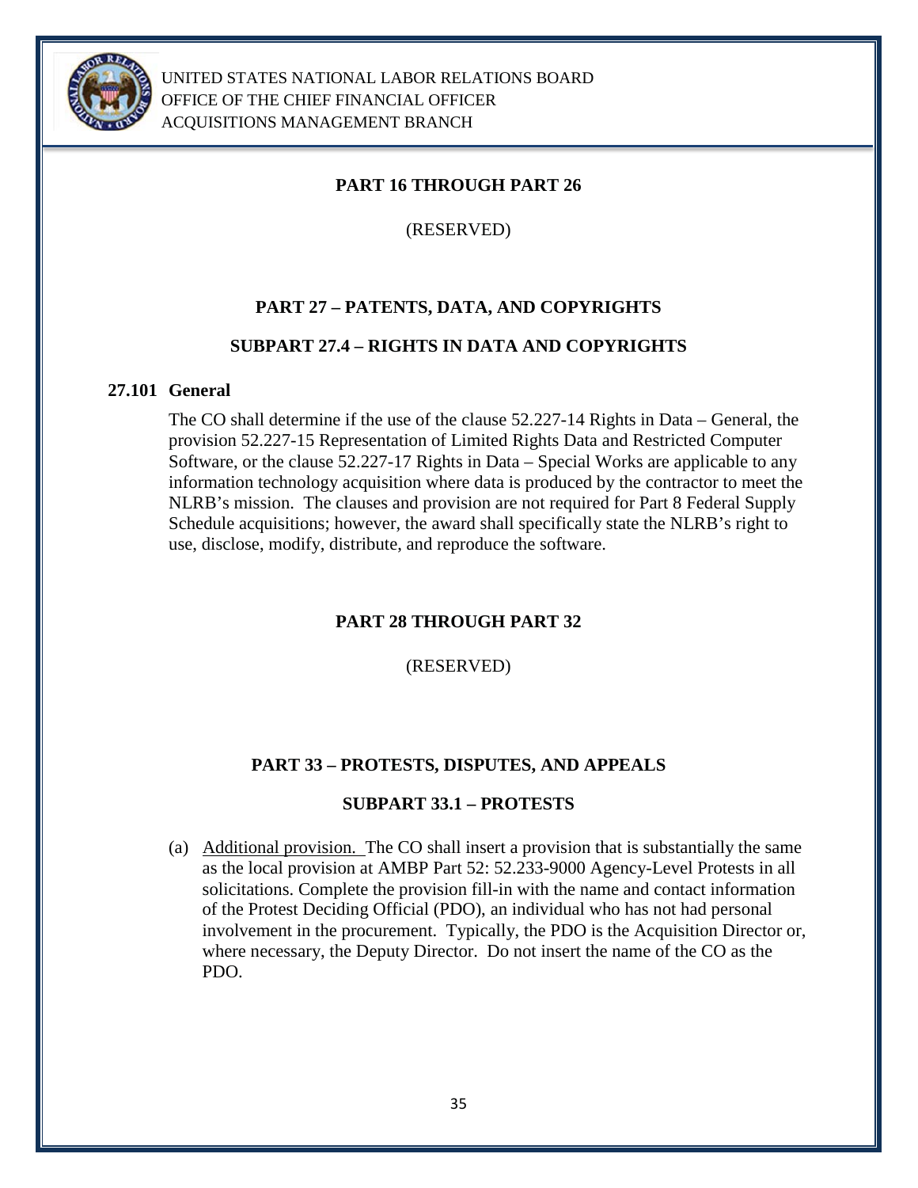## PART 16 THROUGH PART 26

(RESERVED)

## PART 27 – PATENTS, DATA, AND COPYRIGHTS

### SUBPART 27.4 – RIGHTS IN DATA AND COPYRIGHTS

**27.101 General**

The CO shall determine if the use of the clause 52.227-14 Rights in Data – General, the provision 52.227-15 Representation of Limited Rights Data and Restricted Computer Software, or the clause 52.227-17 Rights in Data – Special Works are applicable to any information technology acquisition where data is produced by the contractor to meet the NLRB's mission. The clauses and provision are not required for Part 8 Federal Supply Schedule acquisitions; however, the award shall specifically state the NLRB's right to use, disclose, modify, distribute, and reproduce the software.

## PART 28 THROUGH PART 32

(RESERVED)

## PART 33 – PROTESTS, DISPUTES, AND APPEALS

### SUBPART 33.1 – PROTESTS

(a) Additional provision. The CO shall insert a provision that is substantially the same as the local provision at AMBP Part 52: 52.233-9000 Agency-Level Protests in all solicitations. Complete the provision fill-in with the name and contact information of the Protest Deciding Official (PDO), an individual who has not had personal involvement in the procurement. Typically, the PDO is the Acquisition Director or, where necessary, the Deputy Director. Do not insert the name of the CO as the PDO.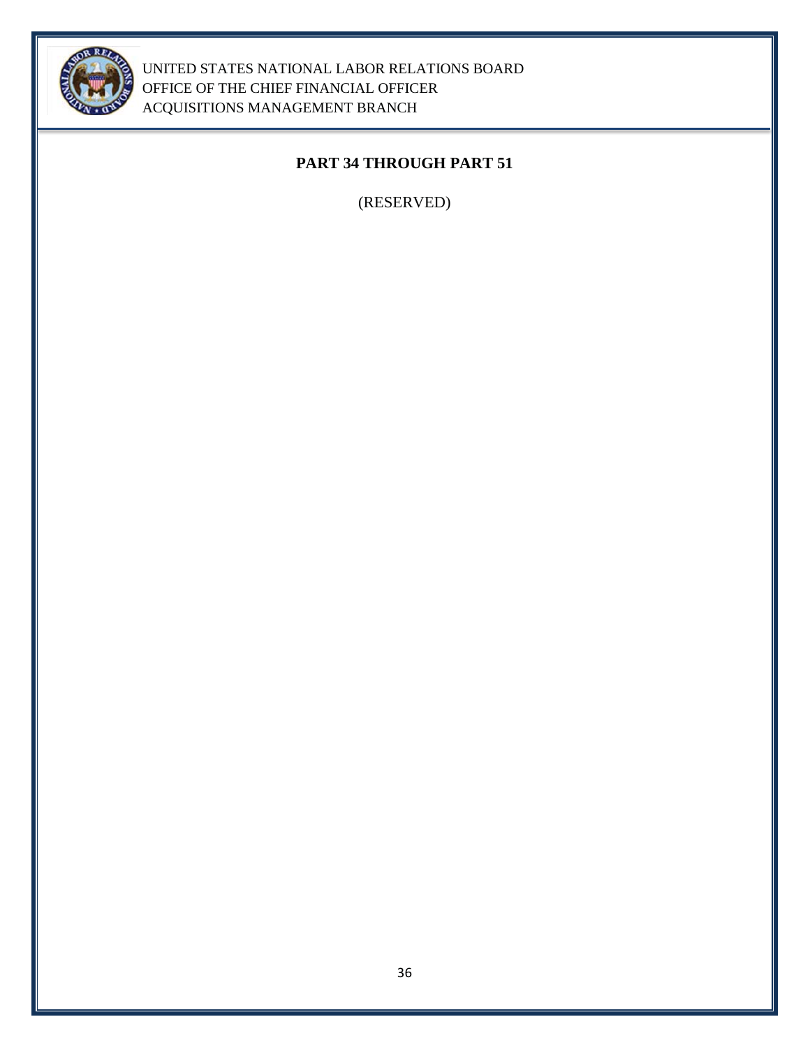## PART 34 THROUGH PART 51

(RESERVED)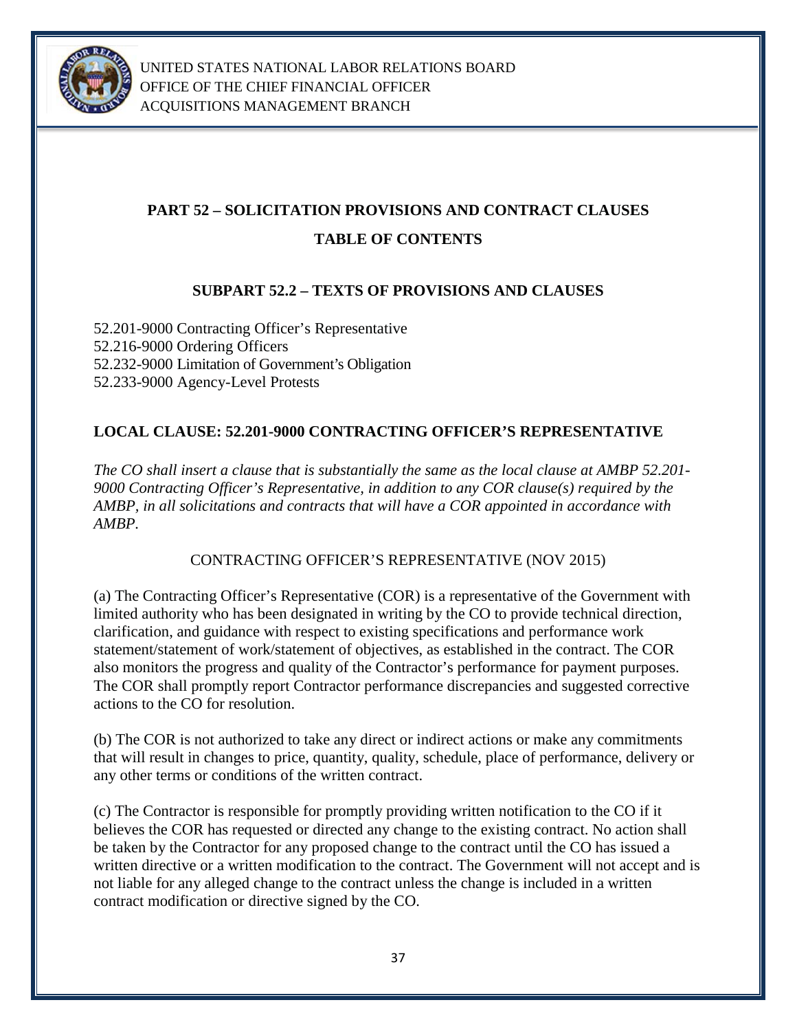# PART 52 – SOLICITATION PROVISIONS AND CONTRACT CLAUSES

## TABLE OF CONTENTS

### SUBPART 52.2 – TEXTS OF PROVISIONS AND CLAUSES

52.201-9000 Contracting Officer's Representative
52.216-9000 Ordering Officers
52.232-9000 Limitation of Government's Obligation
52.233-9000 Agency-Level Protests

## LOCAL CLAUSE: 52.201-9000 CONTRACTING OFFICER'S REPRESENTATIVE

*The CO shall insert a clause that is substantially the same as the local clause at AMBP 52.201-9000 Contracting Officer's Representative, in addition to any COR clause(s) required by the AMBP, in all solicitations and contracts that will have a COR appointed in accordance with AMBP.*

CONTRACTING OFFICER'S REPRESENTATIVE (NOV 2015)

(a) The Contracting Officer's Representative (COR) is a representative of the Government with limited authority who has been designated in writing by the CO to provide technical direction, clarification, and guidance with respect to existing specifications and performance work statement/statement of work/statement of objectives, as established in the contract. The COR also monitors the progress and quality of the Contractor's performance for payment purposes. The COR shall promptly report Contractor performance discrepancies and suggested corrective actions to the CO for resolution.

(b) The COR is not authorized to take any direct or indirect actions or make any commitments that will result in changes to price, quantity, quality, schedule, place of performance, delivery or any other terms or conditions of the written contract.

(c) The Contractor is responsible for promptly providing written notification to the CO if it believes the COR has requested or directed any change to the existing contract. No action shall be taken by the Contractor for any proposed change to the contract until the CO has issued a written directive or a written modification to the contract. The Government will not accept and is not liable for any alleged change to the contract unless the change is included in a written contract modification or directive signed by the CO.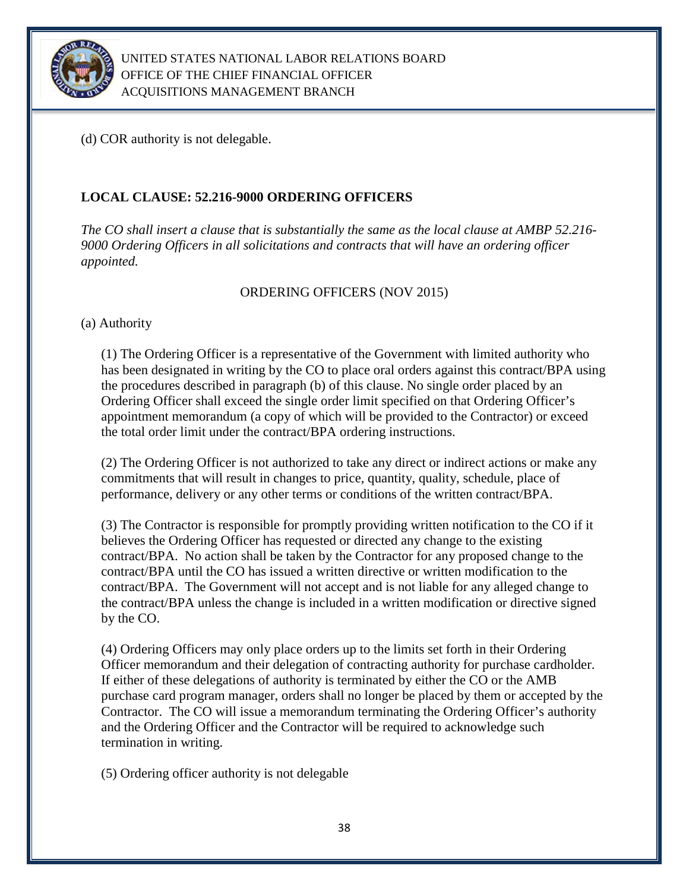(d) COR authority is not delegable.

**LOCAL CLAUSE: 52.216-9000 ORDERING OFFICERS**

*The CO shall insert a clause that is substantially the same as the local clause at AMBP 52.216-9000 Ordering Officers in all solicitations and contracts that will have an ordering officer appointed.*

ORDERING OFFICERS (NOV 2015)

(a) Authority

(1) The Ordering Officer is a representative of the Government with limited authority who has been designated in writing by the CO to place oral orders against this contract/BPA using the procedures described in paragraph (b) of this clause. No single order placed by an Ordering Officer shall exceed the single order limit specified on that Ordering Officer's appointment memorandum (a copy of which will be provided to the Contractor) or exceed the total order limit under the contract/BPA ordering instructions.

(2) The Ordering Officer is not authorized to take any direct or indirect actions or make any commitments that will result in changes to price, quantity, quality, schedule, place of performance, delivery or any other terms or conditions of the written contract/BPA.

(3) The Contractor is responsible for promptly providing written notification to the CO if it believes the Ordering Officer has requested or directed any change to the existing contract/BPA. No action shall be taken by the Contractor for any proposed change to the contract/BPA until the CO has issued a written directive or written modification to the contract/BPA. The Government will not accept and is not liable for any alleged change to the contract/BPA unless the change is included in a written modification or directive signed by the CO.

(4) Ordering Officers may only place orders up to the limits set forth in their Ordering Officer memorandum and their delegation of contracting authority for purchase cardholder. If either of these delegations of authority is terminated by either the CO or the AMB purchase card program manager, orders shall no longer be placed by them or accepted by the Contractor. The CO will issue a memorandum terminating the Ordering Officer's authority and the Ordering Officer and the Contractor will be required to acknowledge such termination in writing.

(5) Ordering officer authority is not delegable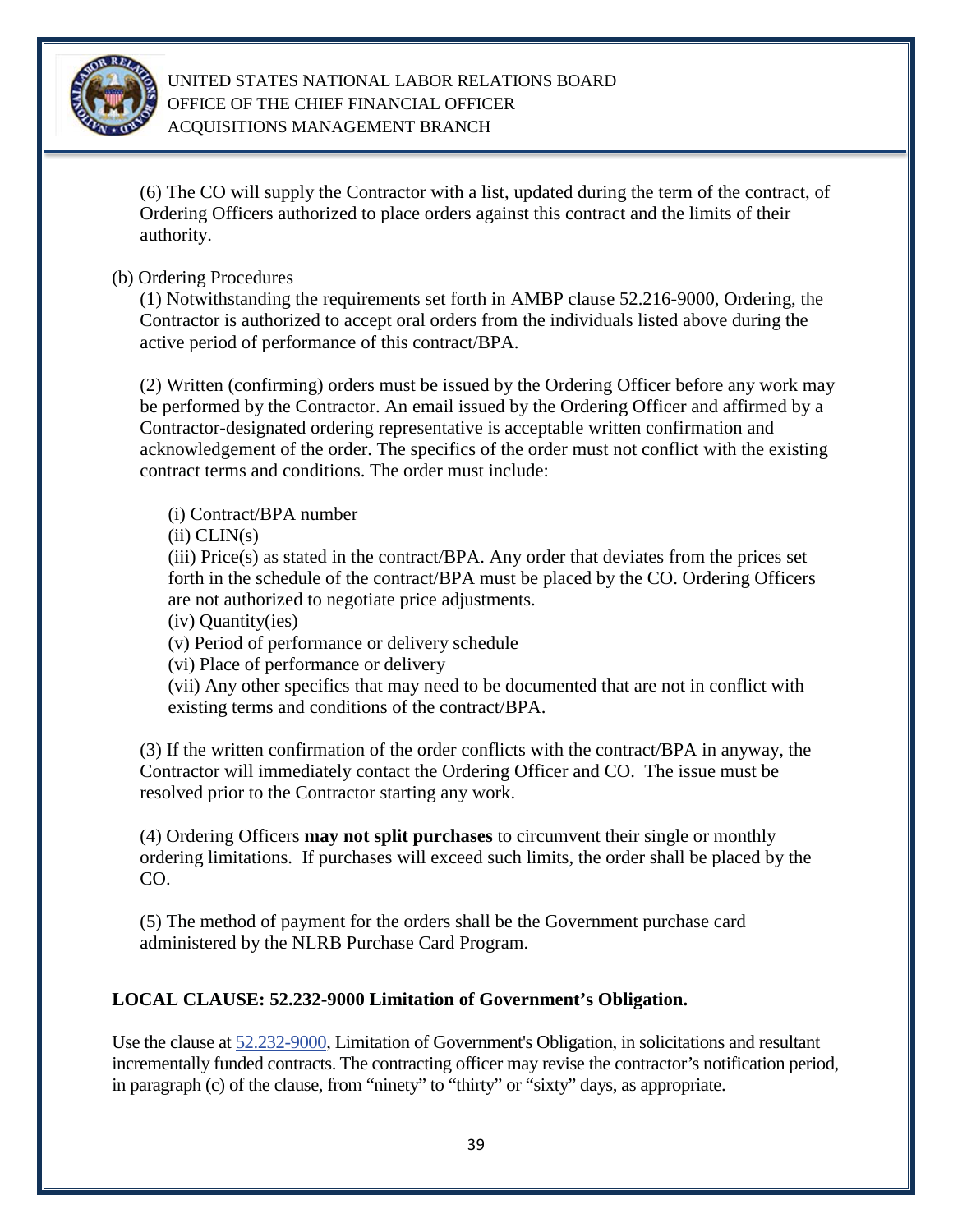(6) The CO will supply the Contractor with a list, updated during the term of the contract, of Ordering Officers authorized to place orders against this contract and the limits of their authority.

(b) Ordering Procedures

(1) Notwithstanding the requirements set forth in AMBP clause 52.216-9000, Ordering, the Contractor is authorized to accept oral orders from the individuals listed above during the active period of performance of this contract/BPA.

(2) Written (confirming) orders must be issued by the Ordering Officer before any work may be performed by the Contractor. An email issued by the Ordering Officer and affirmed by a Contractor-designated ordering representative is acceptable written confirmation and acknowledgement of the order. The specifics of the order must not conflict with the existing contract terms and conditions. The order must include:

(i) Contract/BPA number
(ii) CLIN(s)
(iii) Price(s) as stated in the contract/BPA. Any order that deviates from the prices set forth in the schedule of the contract/BPA must be placed by the CO. Ordering Officers are not authorized to negotiate price adjustments.
(iv) Quantity(ies)
(v) Period of performance or delivery schedule
(vi) Place of performance or delivery
(vii) Any other specifics that may need to be documented that are not in conflict with existing terms and conditions of the contract/BPA.

(3) If the written confirmation of the order conflicts with the contract/BPA in anyway, the Contractor will immediately contact the Ordering Officer and CO. The issue must be resolved prior to the Contractor starting any work.

(4) Ordering Officers **may not split purchases** to circumvent their single or monthly ordering limitations. If purchases will exceed such limits, the order shall be placed by the CO.

(5) The method of payment for the orders shall be the Government purchase card administered by the NLRB Purchase Card Program.

**LOCAL CLAUSE: 52.232-9000 Limitation of Government's Obligation.**

Use the clause at 52.232-9000, Limitation of Government's Obligation, in solicitations and resultant incrementally funded contracts. The contracting officer may revise the contractor's notification period, in paragraph (c) of the clause, from "ninety" to "thirty" or "sixty" days, as appropriate.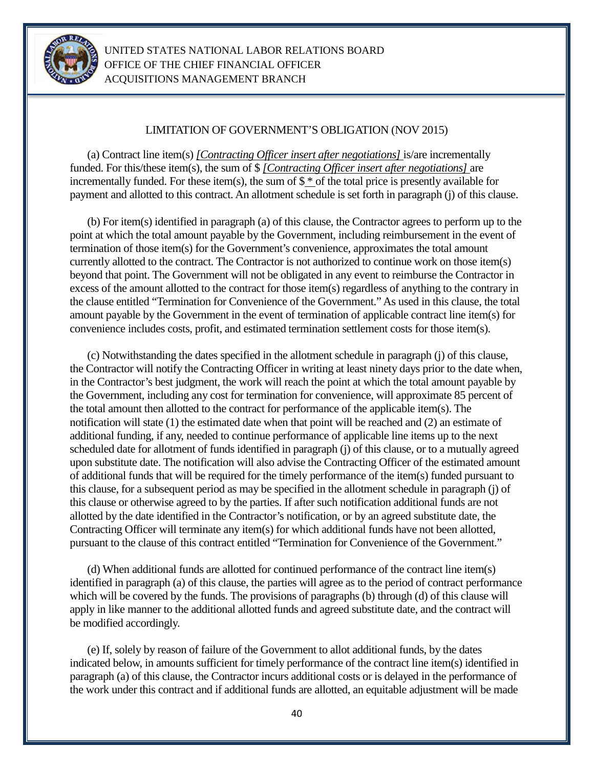LIMITATION OF GOVERNMENT'S OBLIGATION (NOV 2015)

(a) Contract line item(s) *[Contracting Officer insert after negotiations]* is/are incrementally funded. For this/these item(s), the sum of $ *[Contracting Officer insert after negotiations]* are incrementally funded. For these item(s), the sum of $ * of the total price is presently available for payment and allotted to this contract. An allotment schedule is set forth in paragraph (j) of this clause.

(b) For item(s) identified in paragraph (a) of this clause, the Contractor agrees to perform up to the point at which the total amount payable by the Government, including reimbursement in the event of termination of those item(s) for the Government's convenience, approximates the total amount currently allotted to the contract. The Contractor is not authorized to continue work on those item(s) beyond that point. The Government will not be obligated in any event to reimburse the Contractor in excess of the amount allotted to the contract for those item(s) regardless of anything to the contrary in the clause entitled "Termination for Convenience of the Government." As used in this clause, the total amount payable by the Government in the event of termination of applicable contract line item(s) for convenience includes costs, profit, and estimated termination settlement costs for those item(s).

(c) Notwithstanding the dates specified in the allotment schedule in paragraph (j) of this clause, the Contractor will notify the Contracting Officer in writing at least ninety days prior to the date when, in the Contractor's best judgment, the work will reach the point at which the total amount payable by the Government, including any cost for termination for convenience, will approximate 85 percent of the total amount then allotted to the contract for performance of the applicable item(s). The notification will state (1) the estimated date when that point will be reached and (2) an estimate of additional funding, if any, needed to continue performance of applicable line items up to the next scheduled date for allotment of funds identified in paragraph (j) of this clause, or to a mutually agreed upon substitute date. The notification will also advise the Contracting Officer of the estimated amount of additional funds that will be required for the timely performance of the item(s) funded pursuant to this clause, for a subsequent period as may be specified in the allotment schedule in paragraph (j) of this clause or otherwise agreed to by the parties. If after such notification additional funds are not allotted by the date identified in the Contractor's notification, or by an agreed substitute date, the Contracting Officer will terminate any item(s) for which additional funds have not been allotted, pursuant to the clause of this contract entitled "Termination for Convenience of the Government."

(d) When additional funds are allotted for continued performance of the contract line item(s) identified in paragraph (a) of this clause, the parties will agree as to the period of contract performance which will be covered by the funds. The provisions of paragraphs (b) through (d) of this clause will apply in like manner to the additional allotted funds and agreed substitute date, and the contract will be modified accordingly.

(e) If, solely by reason of failure of the Government to allot additional funds, by the dates indicated below, in amounts sufficient for timely performance of the contract line item(s) identified in paragraph (a) of this clause, the Contractor incurs additional costs or is delayed in the performance of the work under this contract and if additional funds are allotted, an equitable adjustment will be made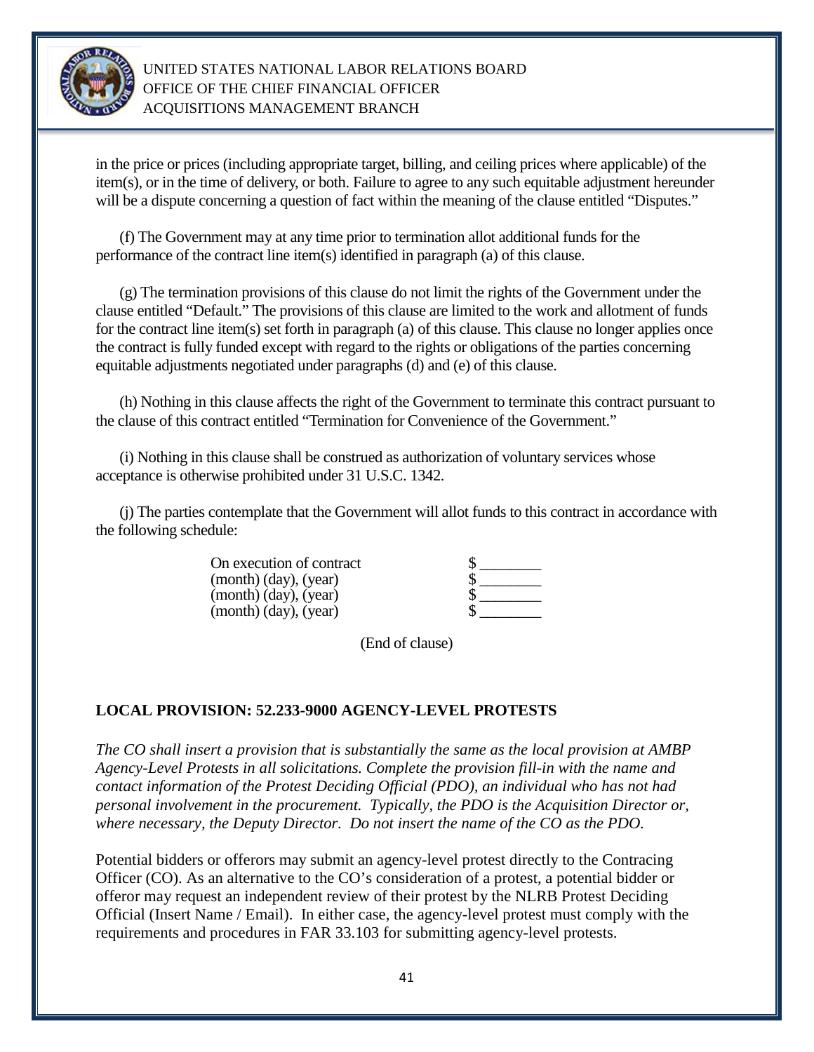in the price or prices (including appropriate target, billing, and ceiling prices where applicable) of the item(s), or in the time of delivery, or both. Failure to agree to any such equitable adjustment hereunder will be a dispute concerning a question of fact within the meaning of the clause entitled “Disputes.”

(f) The Government may at any time prior to termination allot additional funds for the performance of the contract line item(s) identified in paragraph (a) of this clause.

(g) The termination provisions of this clause do not limit the rights of the Government under the clause entitled “Default.” The provisions of this clause are limited to the work and allotment of funds for the contract line item(s) set forth in paragraph (a) of this clause. This clause no longer applies once the contract is fully funded except with regard to the rights or obligations of the parties concerning equitable adjustments negotiated under paragraphs (d) and (e) of this clause.

(h) Nothing in this clause affects the right of the Government to terminate this contract pursuant to the clause of this contract entitled “Termination for Convenience of the Government.”

(i) Nothing in this clause shall be construed as authorization of voluntary services whose acceptance is otherwise prohibited under 31 U.S.C. 1342.

(j) The parties contemplate that the Government will allot funds to this contract in accordance with the following schedule:

| | |
|---|---|
| On execution of contract | $ ________ |
| (month) (day), (year) | $ ________ |
| (month) (day), (year) | $ ________ |
| (month) (day), (year) | $ ________ |

(End of clause)

**LOCAL PROVISION: 52.233-9000 AGENCY-LEVEL PROTESTS**

*The CO shall insert a provision that is substantially the same as the local provision at AMBP Agency-Level Protests in all solicitations. Complete the provision fill-in with the name and contact information of the Protest Deciding Official (PDO), an individual who has not had personal involvement in the procurement. Typically, the PDO is the Acquisition Director or, where necessary, the Deputy Director. Do not insert the name of the CO as the PDO.*

Potential bidders or offerors may submit an agency-level protest directly to the Contracing Officer (CO). As an alternative to the CO’s consideration of a protest, a potential bidder or offeror may request an independent review of their protest by the NLRB Protest Deciding Official (Insert Name / Email). In either case, the agency-level protest must comply with the requirements and procedures in FAR 33.103 for submitting agency-level protests.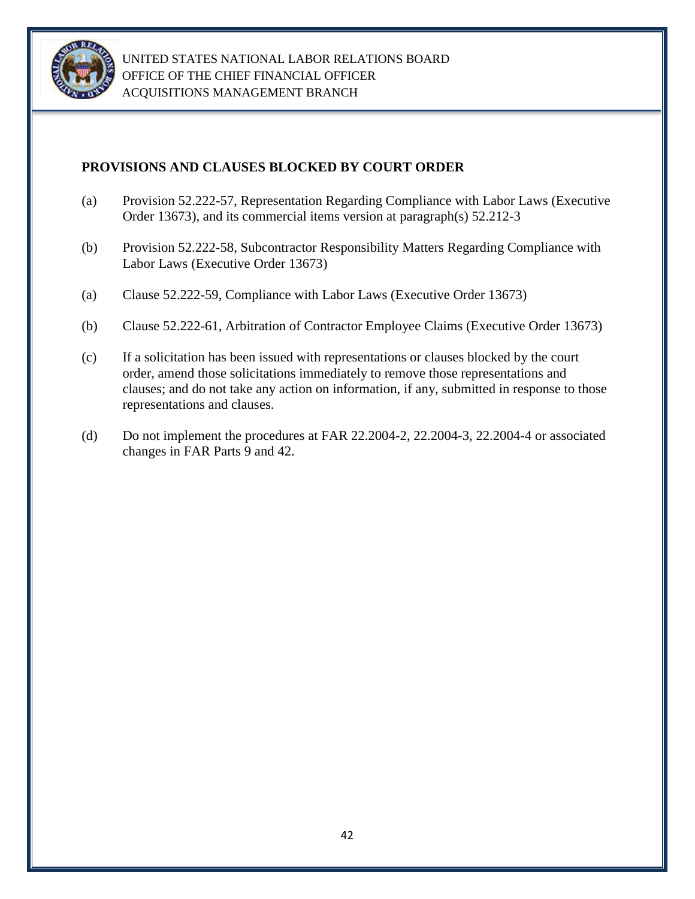**PROVISIONS AND CLAUSES BLOCKED BY COURT ORDER**

(a) Provision 52.222-57, Representation Regarding Compliance with Labor Laws (Executive Order 13673), and its commercial items version at paragraph(s) 52.212-3

(b) Provision 52.222-58, Subcontractor Responsibility Matters Regarding Compliance with Labor Laws (Executive Order 13673)

(a) Clause 52.222-59, Compliance with Labor Laws (Executive Order 13673)

(b) Clause 52.222-61, Arbitration of Contractor Employee Claims (Executive Order 13673)

(c) If a solicitation has been issued with representations or clauses blocked by the court order, amend those solicitations immediately to remove those representations and clauses; and do not take any action on information, if any, submitted in response to those representations and clauses.

(d) Do not implement the procedures at FAR 22.2004-2, 22.2004-3, 22.2004-4 or associated changes in FAR Parts 9 and 42.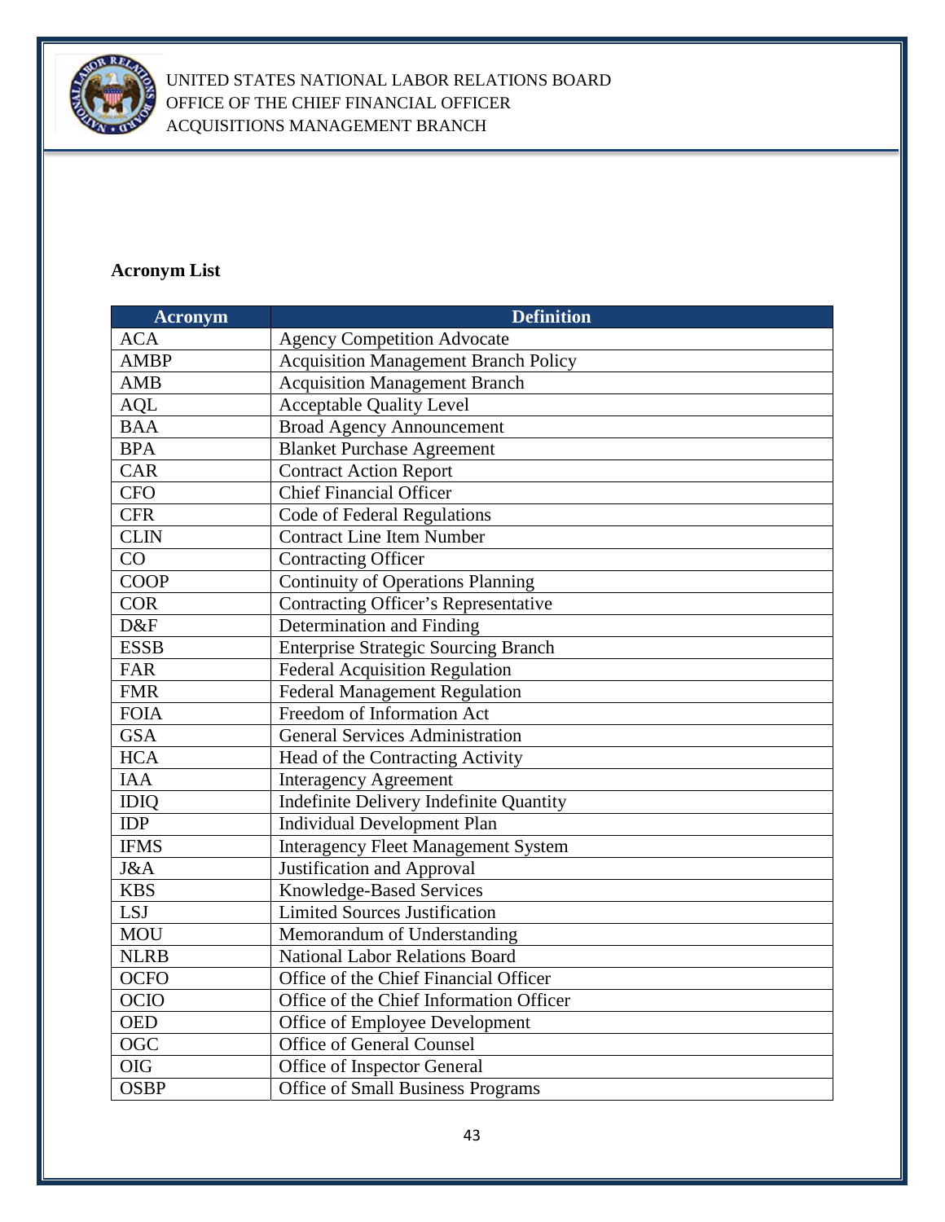**Acronym List**

| Acronym | Definition |
|---|---|
| ACA | Agency Competition Advocate |
| AMBP | Acquisition Management Branch Policy |
| AMB | Acquisition Management Branch |
| AQL | Acceptable Quality Level |
| BAA | Broad Agency Announcement |
| BPA | Blanket Purchase Agreement |
| CAR | Contract Action Report |
| CFO | Chief Financial Officer |
| CFR | Code of Federal Regulations |
| CLIN | Contract Line Item Number |
| CO | Contracting Officer |
| COOP | Continuity of Operations Planning |
| COR | Contracting Officer's Representative |
| D&F | Determination and Finding |
| ESSB | Enterprise Strategic Sourcing Branch |
| FAR | Federal Acquisition Regulation |
| FMR | Federal Management Regulation |
| FOIA | Freedom of Information Act |
| GSA | General Services Administration |
| HCA | Head of the Contracting Activity |
| IAA | Interagency Agreement |
| IDIQ | Indefinite Delivery Indefinite Quantity |
| IDP | Individual Development Plan |
| IFMS | Interagency Fleet Management System |
| J&A | Justification and Approval |
| KBS | Knowledge-Based Services |
| LSJ | Limited Sources Justification |
| MOU | Memorandum of Understanding |
| NLRB | National Labor Relations Board |
| OCFO | Office of the Chief Financial Officer |
| OCIO | Office of the Chief Information Officer |
| OED | Office of Employee Development |
| OGC | Office of General Counsel |
| OIG | Office of Inspector General |
| OSBP | Office of Small Business Programs |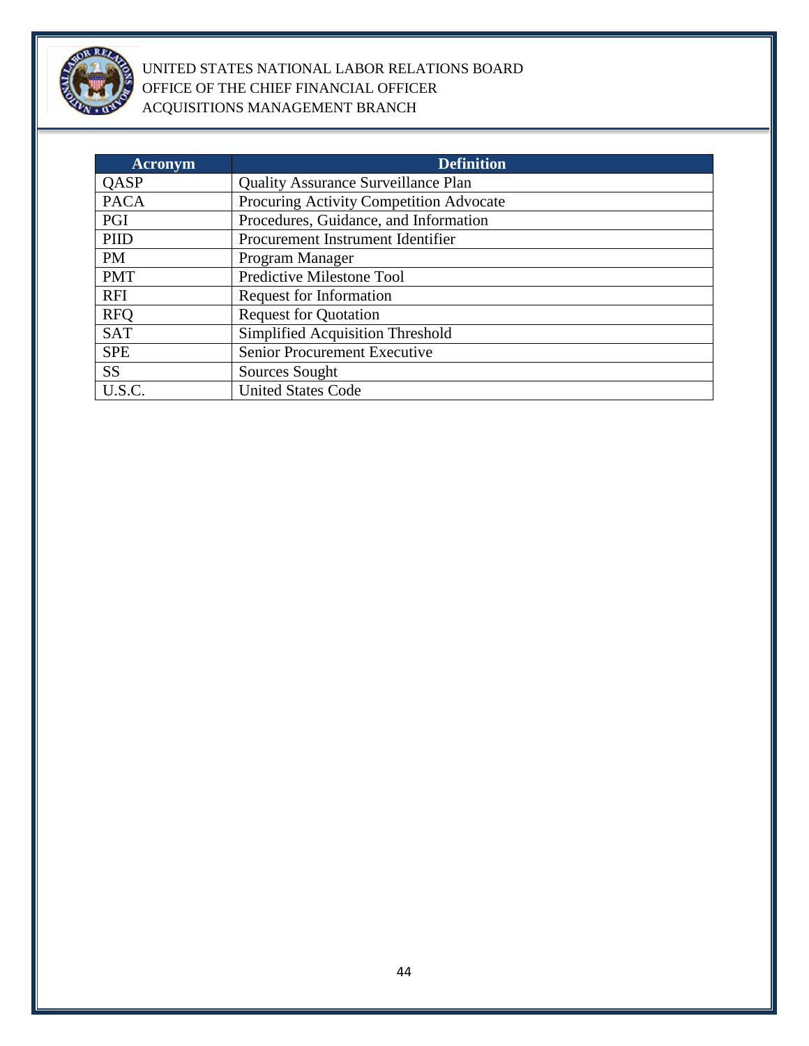| Acronym | Definition |
| --- | --- |
| QASP | Quality Assurance Surveillance Plan |
| PACA | Procuring Activity Competition Advocate |
| PGI | Procedures, Guidance, and Information |
| PIID | Procurement Instrument Identifier |
| PM | Program Manager |
| PMT | Predictive Milestone Tool |
| RFI | Request for Information |
| RFQ | Request for Quotation |
| SAT | Simplified Acquisition Threshold |
| SPE | Senior Procurement Executive |
| SS | Sources Sought |
| U.S.C. | United States Code |